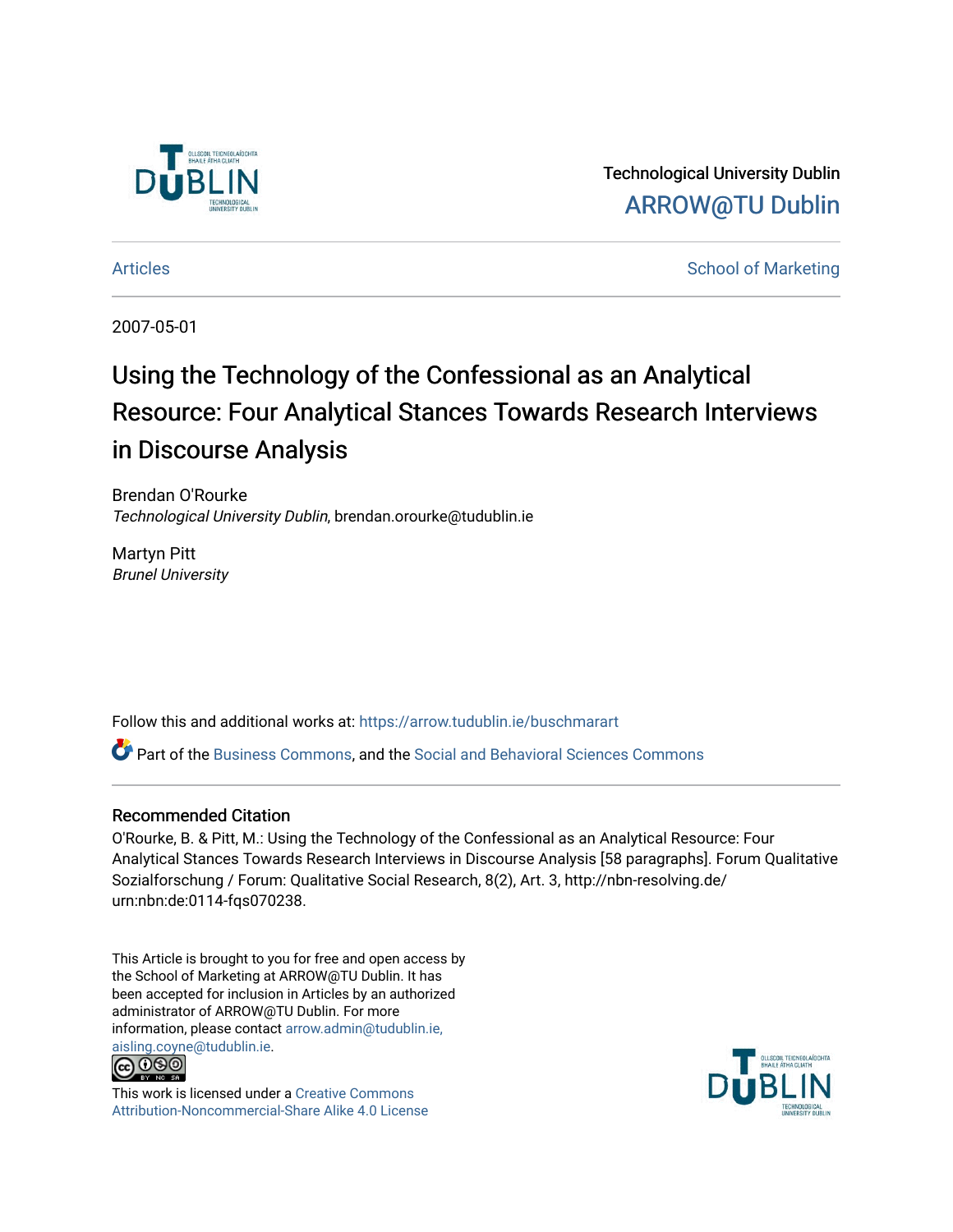Technological University Dublin

ARROW@TU Dublin

Articles | School of Marketing

2007-05-01

# Using the Technology of the Confessional as an Analytical Resource: Four Analytical Stances Towards Research Interviews in Discourse Analysis

Brendan O'Rourke
*Technological University Dublin*, brendan.orourke@tudublin.ie

Martyn Pitt
*Brunel University*

Follow this and additional works at: https://arrow.tudublin.ie/buschmarart

Part of the Business Commons, and the Social and Behavioral Sciences Commons

## Recommended Citation

O'Rourke, B. & Pitt, M.: Using the Technology of the Confessional as an Analytical Resource: Four Analytical Stances Towards Research Interviews in Discourse Analysis [58 paragraphs]. Forum Qualitative Sozialforschung / Forum: Qualitative Social Research, 8(2), Art. 3, http://nbn-resolving.de/urn:nbn:de:0114-fqs070238.

This Article is brought to you for free and open access by the School of Marketing at ARROW@TU Dublin. It has been accepted for inclusion in Articles by an authorized administrator of ARROW@TU Dublin. For more information, please contact arrow.admin@tudublin.ie, aisling.coyne@tudublin.ie.

This work is licensed under a Creative Commons Attribution-Noncommercial-Share Alike 4.0 License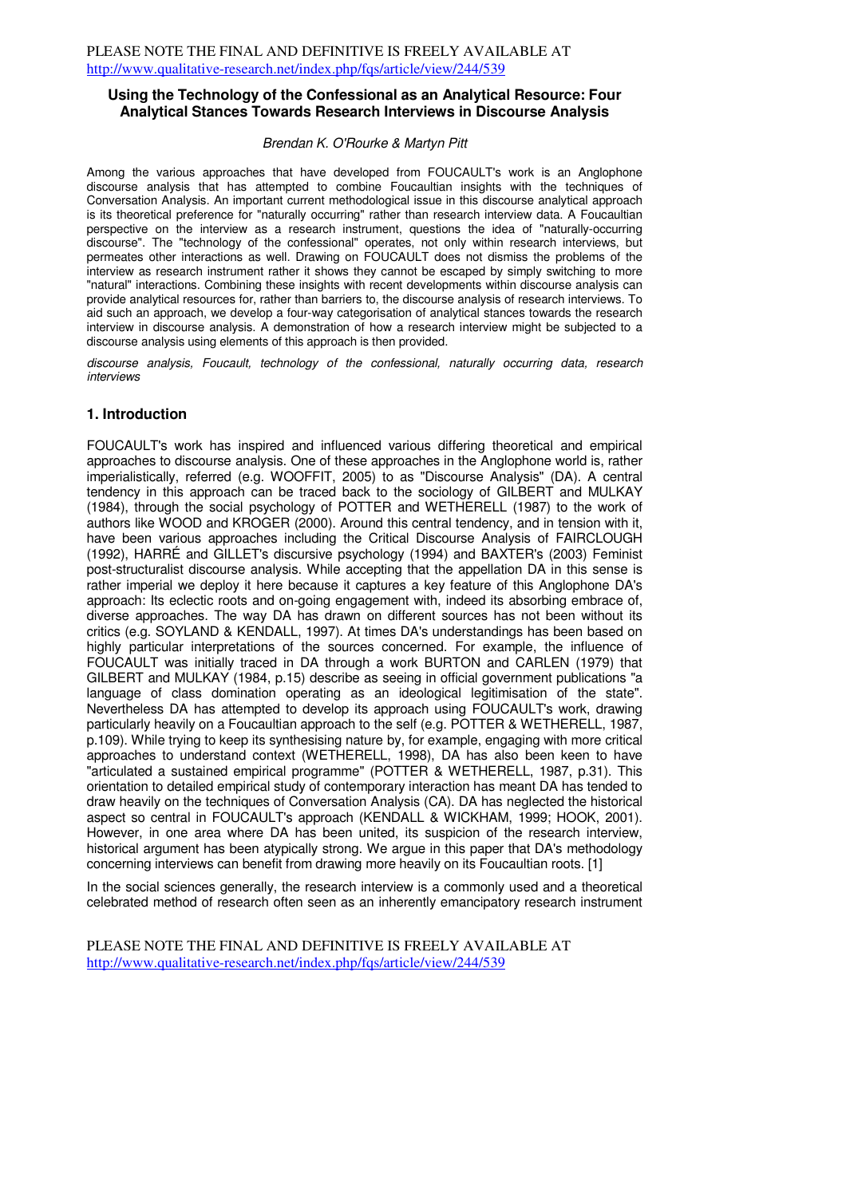**Using the Technology of the Confessional as an Analytical Resource: Four Analytical Stances Towards Research Interviews in Discourse Analysis**

*Brendan K. O'Rourke & Martyn Pitt*

Among the various approaches that have developed from FOUCAULT's work is an Anglophone discourse analysis that has attempted to combine Foucaultian insights with the techniques of Conversation Analysis. An important current methodological issue in this discourse analytical approach is its theoretical preference for "naturally occurring" rather than research interview data. A Foucaultian perspective on the interview as a research instrument, questions the idea of "naturally-occurring discourse". The "technology of the confessional" operates, not only within research interviews, but permeates other interactions as well. Drawing on FOUCAULT does not dismiss the problems of the interview as research instrument rather it shows they cannot be escaped by simply switching to more "natural" interactions. Combining these insights with recent developments within discourse analysis can provide analytical resources for, rather than barriers to, the discourse analysis of research interviews. To aid such an approach, we develop a four-way categorisation of analytical stances towards the research interview in discourse analysis. A demonstration of how a research interview might be subjected to a discourse analysis using elements of this approach is then provided.

*discourse analysis, Foucault, technology of the confessional, naturally occurring data, research interviews*

## 1. Introduction

FOUCAULT's work has inspired and influenced various differing theoretical and empirical approaches to discourse analysis. One of these approaches in the Anglophone world is, rather imperialistically, referred (e.g. WOOFFIT, 2005) to as "Discourse Analysis" (DA). A central tendency in this approach can be traced back to the sociology of GILBERT and MULKAY (1984), through the social psychology of POTTER and WETHERELL (1987) to the work of authors like WOOD and KROGER (2000). Around this central tendency, and in tension with it, have been various approaches including the Critical Discourse Analysis of FAIRCLOUGH (1992), HARRÉ and GILLET's discursive psychology (1994) and BAXTER's (2003) Feminist post-structuralist discourse analysis. While accepting that the appellation DA in this sense is rather imperial we deploy it here because it captures a key feature of this Anglophone DA's approach: Its eclectic roots and on-going engagement with, indeed its absorbing embrace of, diverse approaches. The way DA has drawn on different sources has not been without its critics (e.g. SOYLAND & KENDALL, 1997). At times DA's understandings has been based on highly particular interpretations of the sources concerned. For example, the influence of FOUCAULT was initially traced in DA through a work BURTON and CARLEN (1979) that GILBERT and MULKAY (1984, p.15) describe as seeing in official government publications "a language of class domination operating as an ideological legitimisation of the state". Nevertheless DA has attempted to develop its approach using FOUCAULT's work, drawing particularly heavily on a Foucaultian approach to the self (e.g. POTTER & WETHERELL, 1987, p.109). While trying to keep its synthesising nature by, for example, engaging with more critical approaches to understand context (WETHERELL, 1998), DA has also been keen to have "articulated a sustained empirical programme" (POTTER & WETHERELL, 1987, p.31). This orientation to detailed empirical study of contemporary interaction has meant DA has tended to draw heavily on the techniques of Conversation Analysis (CA). DA has neglected the historical aspect so central in FOUCAULT's approach (KENDALL & WICKHAM, 1999; HOOK, 2001). However, in one area where DA has been united, its suspicion of the research interview, historical argument has been atypically strong. We argue in this paper that DA's methodology concerning interviews can benefit from drawing more heavily on its Foucaultian roots. [1]

In the social sciences generally, the research interview is a commonly used and a theoretical celebrated method of research often seen as an inherently emancipatory research instrument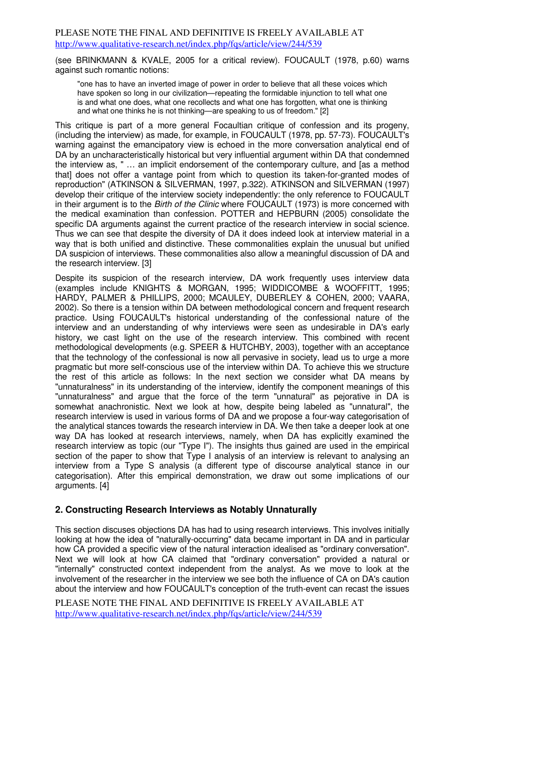(see BRINKMANN & KVALE, 2005 for a critical review). FOUCAULT (1978, p.60) warns against such romantic notions:

> "one has to have an inverted image of power in order to believe that all these voices which have spoken so long in our civilization—repeating the formidable injunction to tell what one is and what one does, what one recollects and what one has forgotten, what one is thinking and what one thinks he is not thinking—are speaking to us of freedom." [2]

This critique is part of a more general Focaultian critique of confession and its progeny, (including the interview) as made, for example, in FOUCAULT (1978, pp. 57-73). FOUCAULT's warning against the emancipatory view is echoed in the more conversation analytical end of DA by an uncharacteristically historical but very influential argument within DA that condemned the interview as, " … an implicit endorsement of the contemporary culture, and [as a method that] does not offer a vantage point from which to question its taken-for-granted modes of reproduction" (ATKINSON & SILVERMAN, 1997, p.322). ATKINSON and SILVERMAN (1997) develop their critique of the interview society independently: the only reference to FOUCAULT in their argument is to the *Birth of the Clinic* where FOUCAULT (1973) is more concerned with the medical examination than confession. POTTER and HEPBURN (2005) consolidate the specific DA arguments against the current practice of the research interview in social science. Thus we can see that despite the diversity of DA it does indeed look at interview material in a way that is both unified and distinctive. These commonalities explain the unusual but unified DA suspicion of interviews. These commonalities also allow a meaningful discussion of DA and the research interview. [3]

Despite its suspicion of the research interview, DA work frequently uses interview data (examples include KNIGHTS & MORGAN, 1995; WIDDICOMBE & WOOFFITT, 1995; HARDY, PALMER & PHILLIPS, 2000; MCAULEY, DUBERLEY & COHEN, 2000; VAARA, 2002). So there is a tension within DA between methodological concern and frequent research practice. Using FOUCAULT's historical understanding of the confessional nature of the interview and an understanding of why interviews were seen as undesirable in DA's early history, we cast light on the use of the research interview. This combined with recent methodological developments (e.g. SPEER & HUTCHBY, 2003), together with an acceptance that the technology of the confessional is now all pervasive in society, lead us to urge a more pragmatic but more self-conscious use of the interview within DA. To achieve this we structure the rest of this article as follows: In the next section we consider what DA means by "unnaturalness" in its understanding of the interview, identify the component meanings of this "unnaturalness" and argue that the force of the term "unnatural" as pejorative in DA is somewhat anachronistic. Next we look at how, despite being labeled as "unnatural", the research interview is used in various forms of DA and we propose a four-way categorisation of the analytical stances towards the research interview in DA. We then take a deeper look at one way DA has looked at research interviews, namely, when DA has explicitly examined the research interview as topic (our "Type I"). The insights thus gained are used in the empirical section of the paper to show that Type I analysis of an interview is relevant to analysing an interview from a Type S analysis (a different type of discourse analytical stance in our categorisation). After this empirical demonstration, we draw out some implications of our arguments. [4]

## 2. Constructing Research Interviews as Notably Unnaturally

This section discuses objections DA has had to using research interviews. This involves initially looking at how the idea of "naturally-occurring" data became important in DA and in particular how CA provided a specific view of the natural interaction idealised as "ordinary conversation". Next we will look at how CA claimed that "ordinary conversation" provided a natural or "internally" constructed context independent from the analyst. As we move to look at the involvement of the researcher in the interview we see both the influence of CA on DA's caution about the interview and how FOUCAULT's conception of the truth-event can recast the issues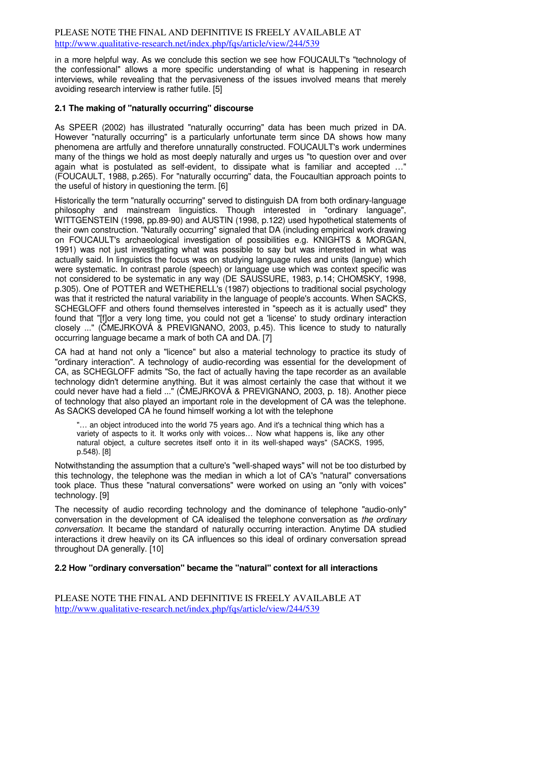in a more helpful way. As we conclude this section we see how FOUCAULT's "technology of the confessional" allows a more specific understanding of what is happening in research interviews, while revealing that the pervasiveness of the issues involved means that merely avoiding research interview is rather futile. [5]

### 2.1 The making of "naturally occurring" discourse

As SPEER (2002) has illustrated "naturally occurring" data has been much prized in DA. However "naturally occurring" is a particularly unfortunate term since DA shows how many phenomena are artfully and therefore unnaturally constructed. FOUCAULT's work undermines many of the things we hold as most deeply naturally and urges us "to question over and over again what is postulated as self-evident, to dissipate what is familiar and accepted …" (FOUCAULT, 1988, p.265). For "naturally occurring" data, the Foucaultian approach points to the useful of history in questioning the term. [6]

Historically the term "naturally occurring" served to distinguish DA from both ordinary-language philosophy and mainstream linguistics. Though interested in "ordinary language", WITTGENSTEIN (1998, pp.89-90) and AUSTIN (1998, p.122) used hypothetical statements of their own construction. "Naturally occurring" signaled that DA (including empirical work drawing on FOUCAULT's archaeological investigation of possibilities e.g. KNIGHTS & MORGAN, 1991) was not just investigating what was possible to say but was interested in what was actually said. In linguistics the focus was on studying language rules and units (langue) which were systematic. In contrast parole (speech) or language use which was context specific was not considered to be systematic in any way (DE SAUSSURE, 1983, p.14; CHOMSKY, 1998, p.305). One of POTTER and WETHERELL's (1987) objections to traditional social psychology was that it restricted the natural variability in the language of people's accounts. When SACKS, SCHEGLOFF and others found themselves interested in "speech as it is actually used" they found that "[f]or a very long time, you could not get a 'license' to study ordinary interaction closely ..." (ČMEJRKOVÁ & PREVIGNANO, 2003, p.45). This licence to study to naturally occurring language became a mark of both CA and DA. [7]

CA had at hand not only a "licence" but also a material technology to practice its study of "ordinary interaction". A technology of audio-recording was essential for the development of CA, as SCHEGLOFF admits "So, the fact of actually having the tape recorder as an available technology didn't determine anything. But it was almost certainly the case that without it we could never have had a field ..." (ČMEJRKOVÁ & PREVIGNANO, 2003, p. 18). Another piece of technology that also played an important role in the development of CA was the telephone. As SACKS developed CA he found himself working a lot with the telephone

> "… an object introduced into the world 75 years ago. And it's a technical thing which has a variety of aspects to it. It works only with voices… Now what happens is, like any other natural object, a culture secretes itself onto it in its well-shaped ways" (SACKS, 1995, p.548). [8]

Notwithstanding the assumption that a culture's "well-shaped ways" will not be too disturbed by this technology, the telephone was the median in which a lot of CA's "natural" conversations took place. Thus these "natural conversations" were worked on using an "only with voices" technology. [9]

The necessity of audio recording technology and the dominance of telephone "audio-only" conversation in the development of CA idealised the telephone conversation as *the ordinary conversation*. It became the standard of naturally occurring interaction. Anytime DA studied interactions it drew heavily on its CA influences so this ideal of ordinary conversation spread throughout DA generally. [10]

### 2.2 How "ordinary conversation" became the "natural" context for all interactions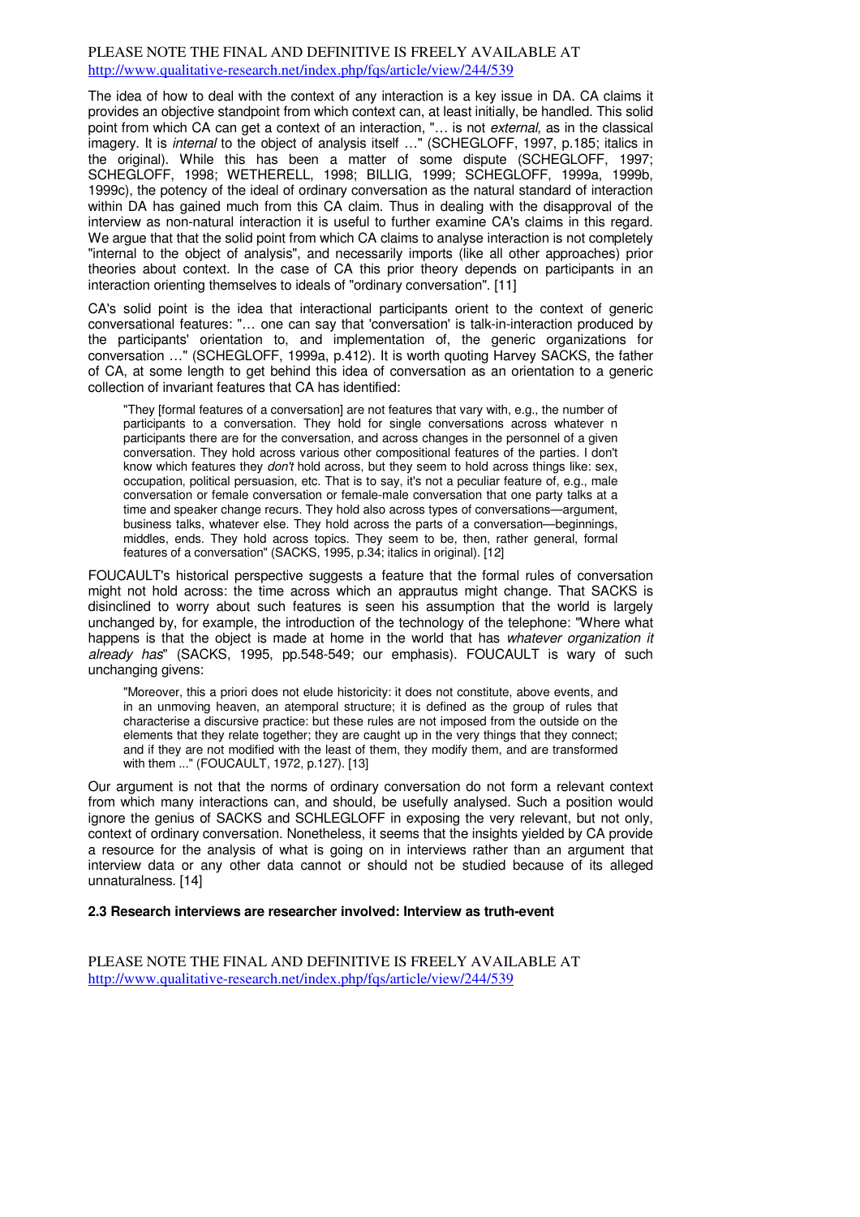The idea of how to deal with the context of any interaction is a key issue in DA. CA claims it provides an objective standpoint from which context can, at least initially, be handled. This solid point from which CA can get a context of an interaction, "… is not *external*, as in the classical imagery. It is *internal* to the object of analysis itself …" (SCHEGLOFF, 1997, p.185; italics in the original). While this has been a matter of some dispute (SCHEGLOFF, 1997; SCHEGLOFF, 1998; WETHERELL, 1998; BILLIG, 1999; SCHEGLOFF, 1999a, 1999b, 1999c), the potency of the ideal of ordinary conversation as the natural standard of interaction within DA has gained much from this CA claim. Thus in dealing with the disapproval of the interview as non-natural interaction it is useful to further examine CA's claims in this regard. We argue that that the solid point from which CA claims to analyse interaction is not completely "internal to the object of analysis", and necessarily imports (like all other approaches) prior theories about context. In the case of CA this prior theory depends on participants in an interaction orienting themselves to ideals of "ordinary conversation". [11]

CA's solid point is the idea that interactional participants orient to the context of generic conversational features: "… one can say that 'conversation' is talk-in-interaction produced by the participants' orientation to, and implementation of, the generic organizations for conversation …" (SCHEGLOFF, 1999a, p.412). It is worth quoting Harvey SACKS, the father of CA, at some length to get behind this idea of conversation as an orientation to a generic collection of invariant features that CA has identified:

> "They [formal features of a conversation] are not features that vary with, e.g., the number of participants to a conversation. They hold for single conversations across whatever n participants there are for the conversation, and across changes in the personnel of a given conversation. They hold across various other compositional features of the parties. I don't know which features they *don't* hold across, but they seem to hold across things like: sex, occupation, political persuasion, etc. That is to say, it's not a peculiar feature of, e.g., male conversation or female conversation or female-male conversation that one party talks at a time and speaker change recurs. They hold also across types of conversations—argument, business talks, whatever else. They hold across the parts of a conversation—beginnings, middles, ends. They hold across topics. They seem to be, then, rather general, formal features of a conversation" (SACKS, 1995, p.34; italics in original). [12]

FOUCAULT's historical perspective suggests a feature that the formal rules of conversation might not hold across: the time across which an appratus might change. That SACKS is disinclined to worry about such features is seen his assumption that the world is largely unchanged by, for example, the introduction of the technology of the telephone: "Where what happens is that the object is made at home in the world that has *whatever organization it already has*" (SACKS, 1995, pp.548-549; our emphasis). FOUCAULT is wary of such unchanging givens:

> "Moreover, this a priori does not elude historicity: it does not constitute, above events, and in an unmoving heaven, an atemporal structure; it is defined as the group of rules that characterise a discursive practice: but these rules are not imposed from the outside on the elements that they relate together; they are caught up in the very things that they connect; and if they are not modified with the least of them, they modify them, and are transformed with them ..." (FOUCAULT, 1972, p.127). [13]

Our argument is not that the norms of ordinary conversation do not form a relevant context from which many interactions can, and should, be usefully analysed. Such a position would ignore the genius of SACKS and SCHLEGLOFF in exposing the very relevant, but not only, context of ordinary conversation. Nonetheless, it seems that the insights yielded by CA provide a resource for the analysis of what is going on in interviews rather than an argument that interview data or any other data cannot or should not be studied because of its alleged unnaturalness. [14]

### 2.3 Research interviews are researcher involved: Interview as truth-event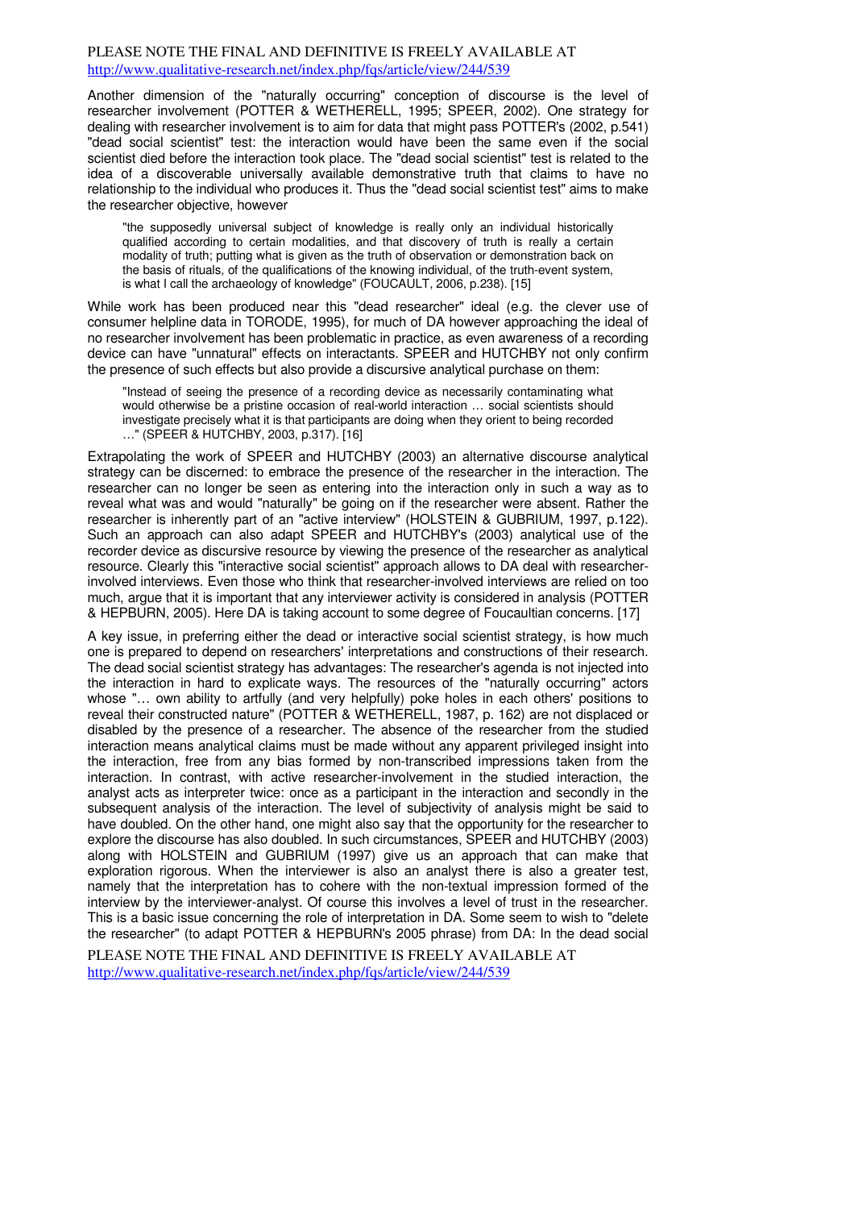Another dimension of the "naturally occurring" conception of discourse is the level of researcher involvement (POTTER & WETHERELL, 1995; SPEER, 2002). One strategy for dealing with researcher involvement is to aim for data that might pass POTTER's (2002, p.541) "dead social scientist" test: the interaction would have been the same even if the social scientist died before the interaction took place. The "dead social scientist" test is related to the idea of a discoverable universally available demonstrative truth that claims to have no relationship to the individual who produces it. Thus the "dead social scientist test" aims to make the researcher objective, however

> "the supposedly universal subject of knowledge is really only an individual historically qualified according to certain modalities, and that discovery of truth is really a certain modality of truth; putting what is given as the truth of observation or demonstration back on the basis of rituals, of the qualifications of the knowing individual, of the truth-event system, is what I call the archaeology of knowledge" (FOUCAULT, 2006, p.238). [15]

While work has been produced near this "dead researcher" ideal (e.g. the clever use of consumer helpline data in TORODE, 1995), for much of DA however approaching the ideal of no researcher involvement has been problematic in practice, as even awareness of a recording device can have "unnatural" effects on interactants. SPEER and HUTCHBY not only confirm the presence of such effects but also provide a discursive analytical purchase on them:

> "Instead of seeing the presence of a recording device as necessarily contaminating what would otherwise be a pristine occasion of real-world interaction … social scientists should investigate precisely what it is that participants are doing when they orient to being recorded …" (SPEER & HUTCHBY, 2003, p.317). [16]

Extrapolating the work of SPEER and HUTCHBY (2003) an alternative discourse analytical strategy can be discerned: to embrace the presence of the researcher in the interaction. The researcher can no longer be seen as entering into the interaction only in such a way as to reveal what was and would "naturally" be going on if the researcher were absent. Rather the researcher is inherently part of an "active interview" (HOLSTEIN & GUBRIUM, 1997, p.122). Such an approach can also adapt SPEER and HUTCHBY's (2003) analytical use of the recorder device as discursive resource by viewing the presence of the researcher as analytical resource. Clearly this "interactive social scientist" approach allows to DA deal with researcher-involved interviews. Even those who think that researcher-involved interviews are relied on too much, argue that it is important that any interviewer activity is considered in analysis (POTTER & HEPBURN, 2005). Here DA is taking account to some degree of Foucaultian concerns. [17]

A key issue, in preferring either the dead or interactive social scientist strategy, is how much one is prepared to depend on researchers' interpretations and constructions of their research. The dead social scientist strategy has advantages: The researcher's agenda is not injected into the interaction in hard to explicate ways. The resources of the "naturally occurring" actors whose "… own ability to artfully (and very helpfully) poke holes in each others' positions to reveal their constructed nature" (POTTER & WETHERELL, 1987, p. 162) are not displaced or disabled by the presence of a researcher. The absence of the researcher from the studied interaction means analytical claims must be made without any apparent privileged insight into the interaction, free from any bias formed by non-transcribed impressions taken from the interaction. In contrast, with active researcher-involvement in the studied interaction, the analyst acts as interpreter twice: once as a participant in the interaction and secondly in the subsequent analysis of the interaction. The level of subjectivity of analysis might be said to have doubled. On the other hand, one might also say that the opportunity for the researcher to explore the discourse has also doubled. In such circumstances, SPEER and HUTCHBY (2003) along with HOLSTEIN and GUBRIUM (1997) give us an approach that can make that exploration rigorous. When the interviewer is also an analyst there is also a greater test, namely that the interpretation has to cohere with the non-textual impression formed of the interview by the interviewer-analyst. Of course this involves a level of trust in the researcher. This is a basic issue concerning the role of interpretation in DA. Some seem to wish to "delete the researcher" (to adapt POTTER & HEPBURN's 2005 phrase) from DA: In the dead social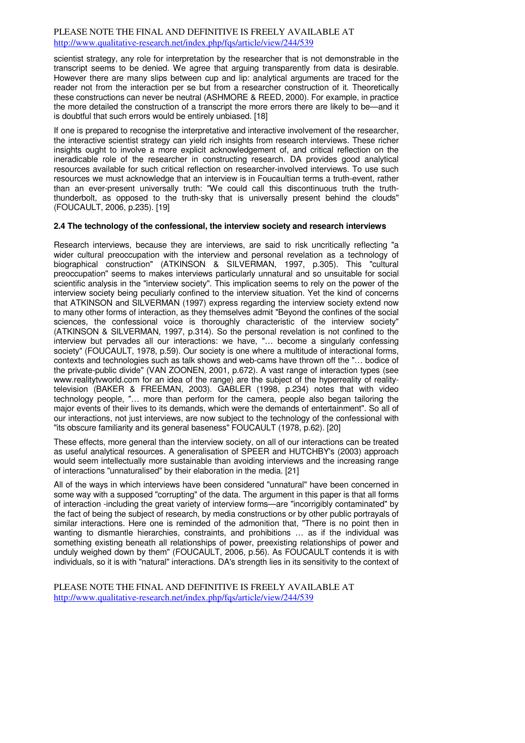scientist strategy, any role for interpretation by the researcher that is not demonstrable in the transcript seems to be denied. We agree that arguing transparently from data is desirable. However there are many slips between cup and lip: analytical arguments are traced for the reader not from the interaction per se but from a researcher construction of it. Theoretically these constructions can never be neutral (ASHMORE & REED, 2000). For example, in practice the more detailed the construction of a transcript the more errors there are likely to be—and it is doubtful that such errors would be entirely unbiased. [18]

If one is prepared to recognise the interpretative and interactive involvement of the researcher, the interactive scientist strategy can yield rich insights from research interviews. These richer insights ought to involve a more explicit acknowledgement of, and critical reflection on the ineradicable role of the researcher in constructing research. DA provides good analytical resources available for such critical reflection on researcher-involved interviews. To use such resources we must acknowledge that an interview is in Foucaultian terms a truth-event, rather than an ever-present universally truth: "We could call this discontinuous truth the truth-thunderbolt, as opposed to the truth-sky that is universally present behind the clouds" (FOUCAULT, 2006, p.235). [19]

### 2.4 The technology of the confessional, the interview society and research interviews

Research interviews, because they are interviews, are said to risk uncritically reflecting "a wider cultural preoccupation with the interview and personal revelation as a technology of biographical construction" (ATKINSON & SILVERMAN, 1997, p.305). This "cultural preoccupation" seems to makes interviews particularly unnatural and so unsuitable for social scientific analysis in the "interview society". This implication seems to rely on the power of the interview society being peculiarly confined to the interview situation. Yet the kind of concerns that ATKINSON and SILVERMAN (1997) express regarding the interview society extend now to many other forms of interaction, as they themselves admit "Beyond the confines of the social sciences, the confessional voice is thoroughly characteristic of the interview society" (ATKINSON & SILVERMAN, 1997, p.314). So the personal revelation is not confined to the interview but pervades all our interactions: we have, "… become a singularly confessing society" (FOUCAULT, 1978, p.59). Our society is one where a multitude of interactional forms, contexts and technologies such as talk shows and web-cams have thrown off the "… bodice of the private-public divide" (VAN ZOONEN, 2001, p.672). A vast range of interaction types (see www.realitytvworld.com for an idea of the range) are the subject of the hyperreality of reality-television (BAKER & FREEMAN, 2003). GABLER (1998, p.234) notes that with video technology people, "… more than perform for the camera, people also began tailoring the major events of their lives to its demands, which were the demands of entertainment". So all of our interactions, not just interviews, are now subject to the technology of the confessional with "its obscure familiarity and its general baseness" FOUCAULT (1978, p.62). [20]

These effects, more general than the interview society, on all of our interactions can be treated as useful analytical resources. A generalisation of SPEER and HUTCHBY's (2003) approach would seem intellectually more sustainable than avoiding interviews and the increasing range of interactions "unnaturalised" by their elaboration in the media. [21]

All of the ways in which interviews have been considered "unnatural" have been concerned in some way with a supposed "corrupting" of the data. The argument in this paper is that all forms of interaction -including the great variety of interview forms—are "incorrigibly contaminated" by the fact of being the subject of research, by media constructions or by other public portrayals of similar interactions. Here one is reminded of the admonition that, "There is no point then in wanting to dismantle hierarchies, constraints, and prohibitions … as if the individual was something existing beneath all relationships of power, preexisting relationships of power and unduly weighed down by them" (FOUCAULT, 2006, p.56). As FOUCAULT contends it is with individuals, so it is with "natural" interactions. DA's strength lies in its sensitivity to the context of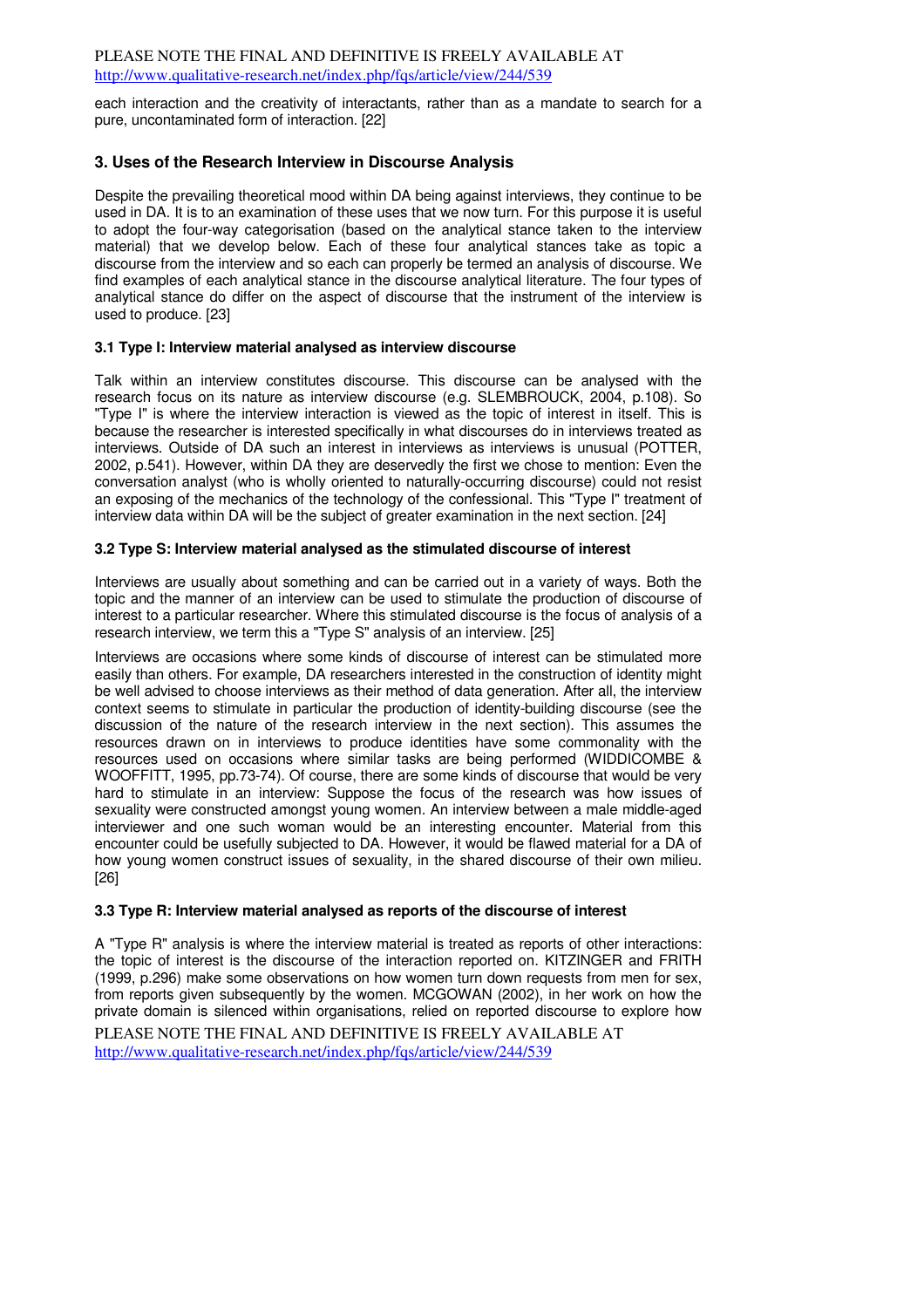each interaction and the creativity of interactants, rather than as a mandate to search for a pure, uncontaminated form of interaction. [22]

## 3. Uses of the Research Interview in Discourse Analysis

Despite the prevailing theoretical mood within DA being against interviews, they continue to be used in DA. It is to an examination of these uses that we now turn. For this purpose it is useful to adopt the four-way categorisation (based on the analytical stance taken to the interview material) that we develop below. Each of these four analytical stances take as topic a discourse from the interview and so each can properly be termed an analysis of discourse. We find examples of each analytical stance in the discourse analytical literature. The four types of analytical stance do differ on the aspect of discourse that the instrument of the interview is used to produce. [23]

### 3.1 Type I: Interview material analysed as interview discourse

Talk within an interview constitutes discourse. This discourse can be analysed with the research focus on its nature as interview discourse (e.g. SLEMBROUCK, 2004, p.108). So "Type I" is where the interview interaction is viewed as the topic of interest in itself. This is because the researcher is interested specifically in what discourses do in interviews treated as interviews. Outside of DA such an interest in interviews as interviews is unusual (POTTER, 2002, p.541). However, within DA they are deservedly the first we chose to mention: Even the conversation analyst (who is wholly oriented to naturally-occurring discourse) could not resist an exposing of the mechanics of the technology of the confessional. This "Type I" treatment of interview data within DA will be the subject of greater examination in the next section. [24]

### 3.2 Type S: Interview material analysed as the stimulated discourse of interest

Interviews are usually about something and can be carried out in a variety of ways. Both the topic and the manner of an interview can be used to stimulate the production of discourse of interest to a particular researcher. Where this stimulated discourse is the focus of analysis of a research interview, we term this a "Type S" analysis of an interview. [25]

Interviews are occasions where some kinds of discourse of interest can be stimulated more easily than others. For example, DA researchers interested in the construction of identity might be well advised to choose interviews as their method of data generation. After all, the interview context seems to stimulate in particular the production of identity-building discourse (see the discussion of the nature of the research interview in the next section). This assumes the resources drawn on in interviews to produce identities have some commonality with the resources used on occasions where similar tasks are being performed (WIDDICOMBE & WOOFFITT, 1995, pp.73-74). Of course, there are some kinds of discourse that would be very hard to stimulate in an interview: Suppose the focus of the research was how issues of sexuality were constructed amongst young women. An interview between a male middle-aged interviewer and one such woman would be an interesting encounter. Material from this encounter could be usefully subjected to DA. However, it would be flawed material for a DA of how young women construct issues of sexuality, in the shared discourse of their own milieu. [26]

### 3.3 Type R: Interview material analysed as reports of the discourse of interest

A "Type R" analysis is where the interview material is treated as reports of other interactions: the topic of interest is the discourse of the interaction reported on. KITZINGER and FRITH (1999, p.296) make some observations on how women turn down requests from men for sex, from reports given subsequently by the women. MCGOWAN (2002), in her work on how the private domain is silenced within organisations, relied on reported discourse to explore how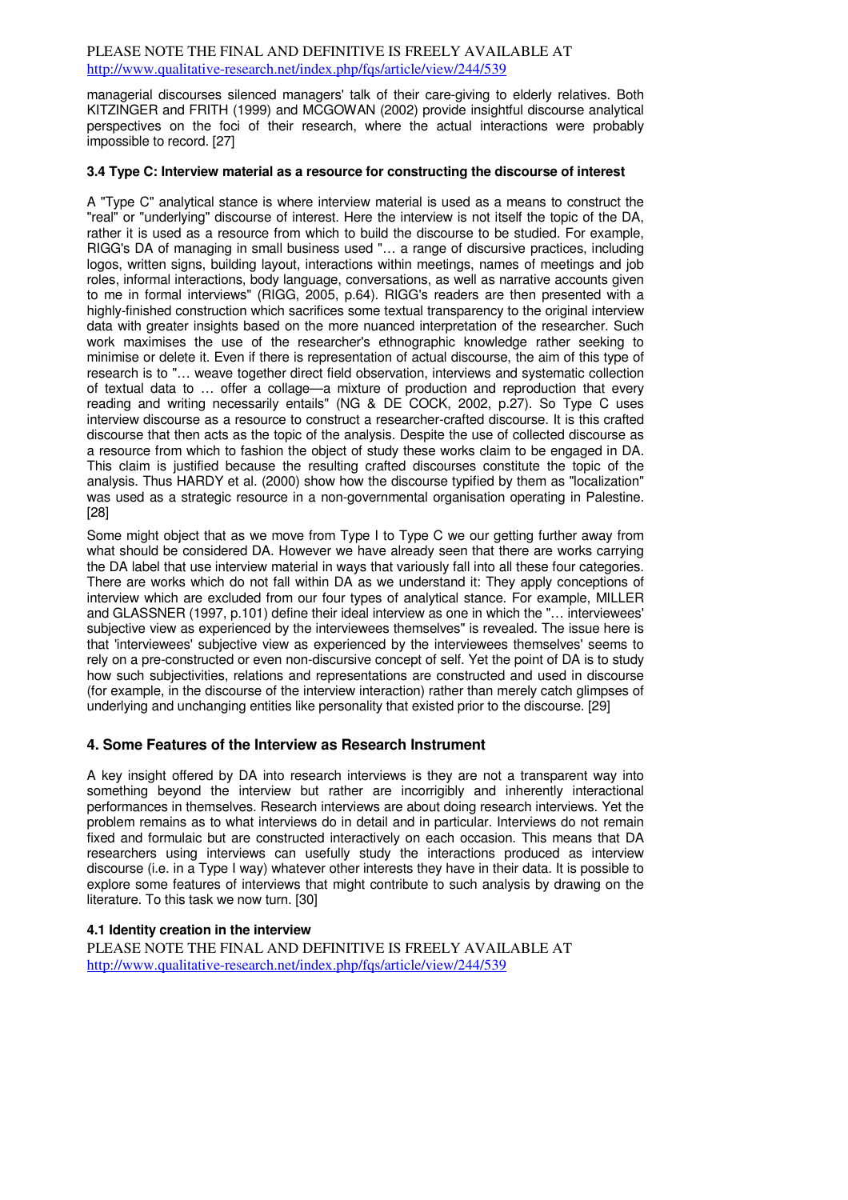managerial discourses silenced managers' talk of their care-giving to elderly relatives. Both KITZINGER and FRITH (1999) and MCGOWAN (2002) provide insightful discourse analytical perspectives on the foci of their research, where the actual interactions were probably impossible to record. [27]

### 3.4 Type C: Interview material as a resource for constructing the discourse of interest

A "Type C" analytical stance is where interview material is used as a means to construct the "real" or "underlying" discourse of interest. Here the interview is not itself the topic of the DA, rather it is used as a resource from which to build the discourse to be studied. For example, RIGG's DA of managing in small business used "… a range of discursive practices, including logos, written signs, building layout, interactions within meetings, names of meetings and job roles, informal interactions, body language, conversations, as well as narrative accounts given to me in formal interviews" (RIGG, 2005, p.64). RIGG's readers are then presented with a highly-finished construction which sacrifices some textual transparency to the original interview data with greater insights based on the more nuanced interpretation of the researcher. Such work maximises the use of the researcher's ethnographic knowledge rather seeking to minimise or delete it. Even if there is representation of actual discourse, the aim of this type of research is to "… weave together direct field observation, interviews and systematic collection of textual data to … offer a collage—a mixture of production and reproduction that every reading and writing necessarily entails" (NG & DE COCK, 2002, p.27). So Type C uses interview discourse as a resource to construct a researcher-crafted discourse. It is this crafted discourse that then acts as the topic of the analysis. Despite the use of collected discourse as a resource from which to fashion the object of study these works claim to be engaged in DA. This claim is justified because the resulting crafted discourses constitute the topic of the analysis. Thus HARDY et al. (2000) show how the discourse typified by them as "localization" was used as a strategic resource in a non-governmental organisation operating in Palestine. [28]

Some might object that as we move from Type I to Type C we our getting further away from what should be considered DA. However we have already seen that there are works carrying the DA label that use interview material in ways that variously fall into all these four categories. There are works which do not fall within DA as we understand it: They apply conceptions of interview which are excluded from our four types of analytical stance. For example, MILLER and GLASSNER (1997, p.101) define their ideal interview as one in which the "… interviewees' subjective view as experienced by the interviewees themselves" is revealed. The issue here is that 'interviewees' subjective view as experienced by the interviewees themselves' seems to rely on a pre-constructed or even non-discursive concept of self. Yet the point of DA is to study how such subjectivities, relations and representations are constructed and used in discourse (for example, in the discourse of the interview interaction) rather than merely catch glimpses of underlying and unchanging entities like personality that existed prior to the discourse. [29]

## 4. Some Features of the Interview as Research Instrument

A key insight offered by DA into research interviews is they are not a transparent way into something beyond the interview but rather are incorrigibly and inherently interactional performances in themselves. Research interviews are about doing research interviews. Yet the problem remains as to what interviews do in detail and in particular. Interviews do not remain fixed and formulaic but are constructed interactively on each occasion. This means that DA researchers using interviews can usefully study the interactions produced as interview discourse (i.e. in a Type I way) whatever other interests they have in their data. It is possible to explore some features of interviews that might contribute to such analysis by drawing on the literature. To this task we now turn. [30]

### 4.1 Identity creation in the interview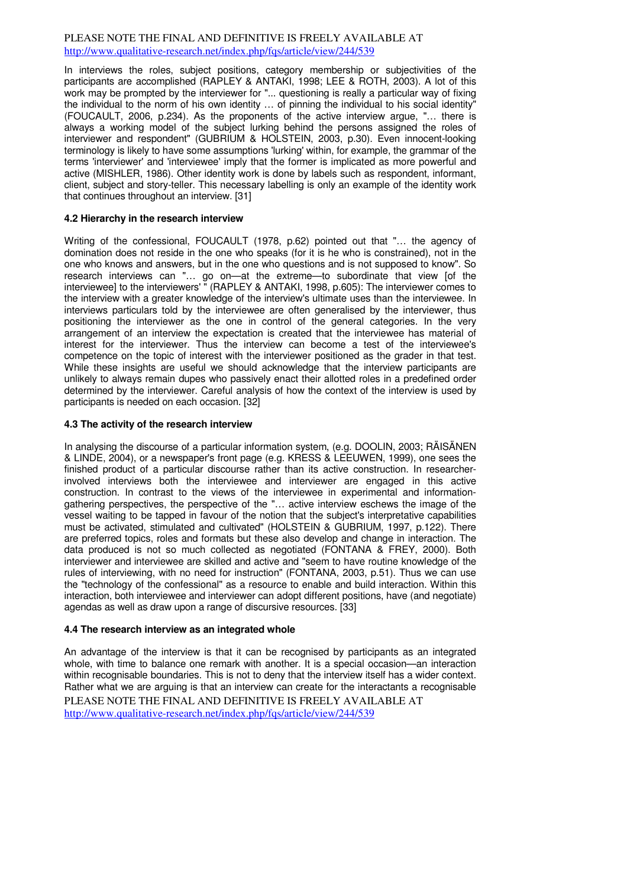In interviews the roles, subject positions, category membership or subjectivities of the participants are accomplished (RAPLEY & ANTAKI, 1998; LEE & ROTH, 2003). A lot of this work may be prompted by the interviewer for "... questioning is really a particular way of fixing the individual to the norm of his own identity … of pinning the individual to his social identity" (FOUCAULT, 2006, p.234). As the proponents of the active interview argue, "… there is always a working model of the subject lurking behind the persons assigned the roles of interviewer and respondent" (GUBRIUM & HOLSTEIN, 2003, p.30). Even innocent-looking terminology is likely to have some assumptions 'lurking' within, for example, the grammar of the terms 'interviewer' and 'interviewee' imply that the former is implicated as more powerful and active (MISHLER, 1986). Other identity work is done by labels such as respondent, informant, client, subject and story-teller. This necessary labelling is only an example of the identity work that continues throughout an interview. [31]

### 4.2 Hierarchy in the research interview

Writing of the confessional, FOUCAULT (1978, p.62) pointed out that "… the agency of domination does not reside in the one who speaks (for it is he who is constrained), not in the one who knows and answers, but in the one who questions and is not supposed to know". So research interviews can "… go on—at the extreme—to subordinate that view [of the interviewee] to the interviewers' " (RAPLEY & ANTAKI, 1998, p.605): The interviewer comes to the interview with a greater knowledge of the interview's ultimate uses than the interviewee. In interviews particulars told by the interviewee are often generalised by the interviewer, thus positioning the interviewer as the one in control of the general categories. In the very arrangement of an interview the expectation is created that the interviewee has material of interest for the interviewer. Thus the interview can become a test of the interviewee's competence on the topic of interest with the interviewer positioned as the grader in that test. While these insights are useful we should acknowledge that the interview participants are unlikely to always remain dupes who passively enact their allotted roles in a predefined order determined by the interviewer. Careful analysis of how the context of the interview is used by participants is needed on each occasion. [32]

### 4.3 The activity of the research interview

In analysing the discourse of a particular information system, (e.g. DOOLIN, 2003; RÄISÄNEN & LINDE, 2004), or a newspaper's front page (e.g. KRESS & LEEUWEN, 1999), one sees the finished product of a particular discourse rather than its active construction. In researcher-involved interviews both the interviewee and interviewer are engaged in this active construction. In contrast to the views of the interviewee in experimental and information-gathering perspectives, the perspective of the "… active interview eschews the image of the vessel waiting to be tapped in favour of the notion that the subject's interpretative capabilities must be activated, stimulated and cultivated" (HOLSTEIN & GUBRIUM, 1997, p.122). There are preferred topics, roles and formats but these also develop and change in interaction. The data produced is not so much collected as negotiated (FONTANA & FREY, 2000). Both interviewer and interviewee are skilled and active and "seem to have routine knowledge of the rules of interviewing, with no need for instruction" (FONTANA, 2003, p.51). Thus we can use the "technology of the confessional" as a resource to enable and build interaction. Within this interaction, both interviewee and interviewer can adopt different positions, have (and negotiate) agendas as well as draw upon a range of discursive resources. [33]

### 4.4 The research interview as an integrated whole

An advantage of the interview is that it can be recognised by participants as an integrated whole, with time to balance one remark with another. It is a special occasion—an interaction within recognisable boundaries. This is not to deny that the interview itself has a wider context. Rather what we are arguing is that an interview can create for the interactants a recognisable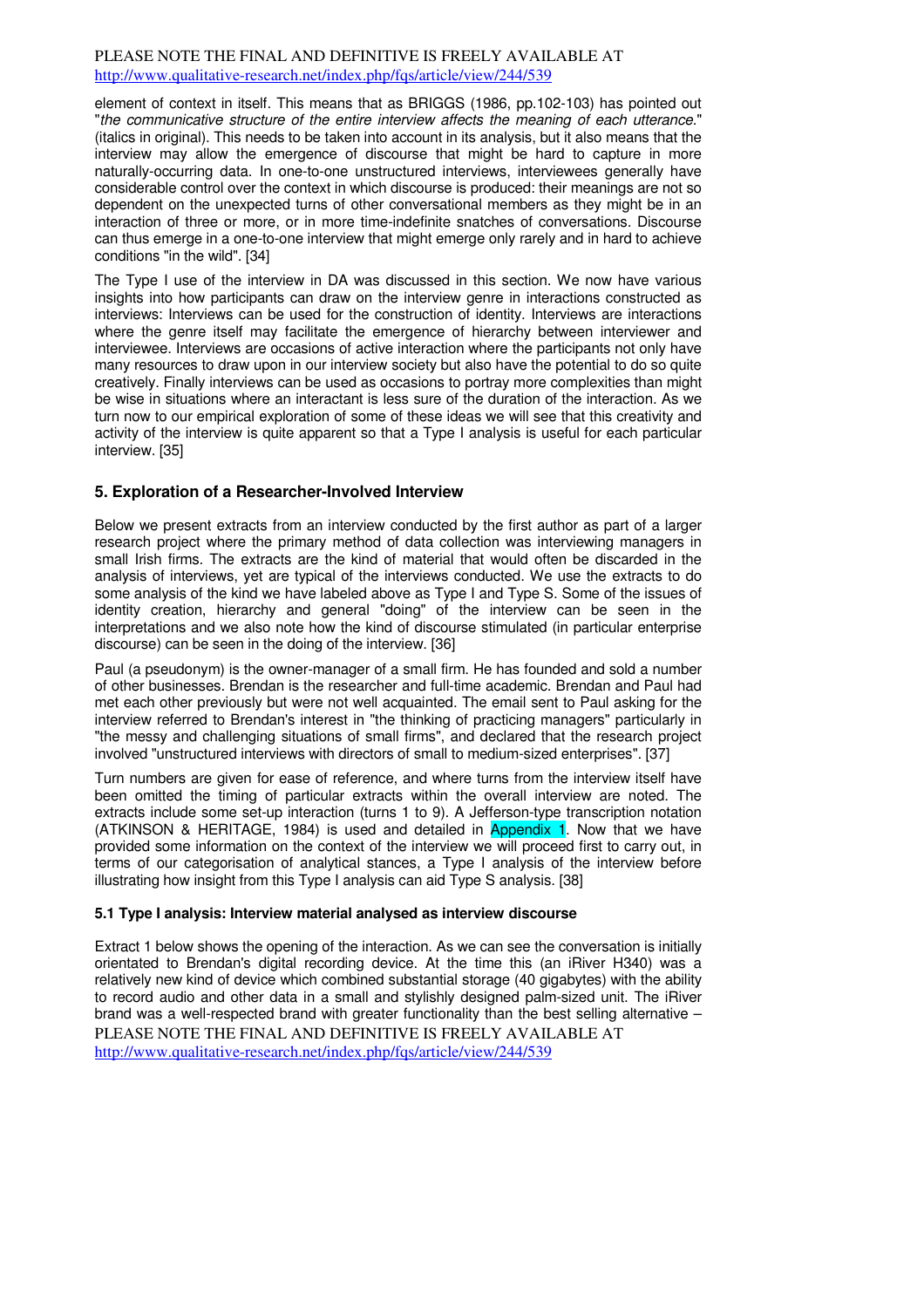element of context in itself. This means that as BRIGGS (1986, pp.102-103) has pointed out "*the communicative structure of the entire interview affects the meaning of each utterance*." (italics in original). This needs to be taken into account in its analysis, but it also means that the interview may allow the emergence of discourse that might be hard to capture in more naturally-occurring data. In one-to-one unstructured interviews, interviewees generally have considerable control over the context in which discourse is produced: their meanings are not so dependent on the unexpected turns of other conversational members as they might be in an interaction of three or more, or in more time-indefinite snatches of conversations. Discourse can thus emerge in a one-to-one interview that might emerge only rarely and in hard to achieve conditions "in the wild". [34]

The Type I use of the interview in DA was discussed in this section. We now have various insights into how participants can draw on the interview genre in interactions constructed as interviews: Interviews can be used for the construction of identity. Interviews are interactions where the genre itself may facilitate the emergence of hierarchy between interviewer and interviewee. Interviews are occasions of active interaction where the participants not only have many resources to draw upon in our interview society but also have the potential to do so quite creatively. Finally interviews can be used as occasions to portray more complexities than might be wise in situations where an interactant is less sure of the duration of the interaction. As we turn now to our empirical exploration of some of these ideas we will see that this creativity and activity of the interview is quite apparent so that a Type I analysis is useful for each particular interview. [35]

## 5. Exploration of a Researcher-Involved Interview

Below we present extracts from an interview conducted by the first author as part of a larger research project where the primary method of data collection was interviewing managers in small Irish firms. The extracts are the kind of material that would often be discarded in the analysis of interviews, yet are typical of the interviews conducted. We use the extracts to do some analysis of the kind we have labeled above as Type I and Type S. Some of the issues of identity creation, hierarchy and general "doing" of the interview can be seen in the interpretations and we also note how the kind of discourse stimulated (in particular enterprise discourse) can be seen in the doing of the interview. [36]

Paul (a pseudonym) is the owner-manager of a small firm. He has founded and sold a number of other businesses. Brendan is the researcher and full-time academic. Brendan and Paul had met each other previously but were not well acquainted. The email sent to Paul asking for the interview referred to Brendan's interest in "the thinking of practicing managers" particularly in "the messy and challenging situations of small firms", and declared that the research project involved "unstructured interviews with directors of small to medium-sized enterprises". [37]

Turn numbers are given for ease of reference, and where turns from the interview itself have been omitted the timing of particular extracts within the overall interview are noted. The extracts include some set-up interaction (turns 1 to 9). A Jefferson-type transcription notation (ATKINSON & HERITAGE, 1984) is used and detailed in Appendix 1. Now that we have provided some information on the context of the interview we will proceed first to carry out, in terms of our categorisation of analytical stances, a Type I analysis of the interview before illustrating how insight from this Type I analysis can aid Type S analysis. [38]

### 5.1 Type I analysis: Interview material analysed as interview discourse

Extract 1 below shows the opening of the interaction. As we can see the conversation is initially orientated to Brendan's digital recording device. At the time this (an iRiver H340) was a relatively new kind of device which combined substantial storage (40 gigabytes) with the ability to record audio and other data in a small and stylishly designed palm-sized unit. The iRiver brand was a well-respected brand with greater functionality than the best selling alternative –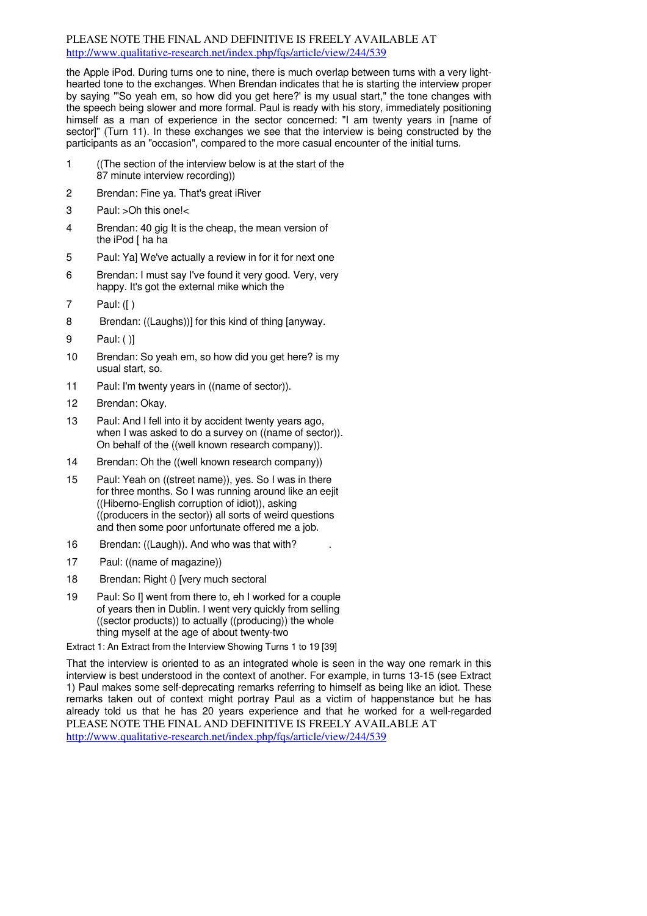the Apple iPod. During turns one to nine, there is much overlap between turns with a very light-hearted tone to the exchanges. When Brendan indicates that he is starting the interview proper by saying "'So yeah em, so how did you get here?' is my usual start," the tone changes with the speech being slower and more formal. Paul is ready with his story, immediately positioning himself as a man of experience in the sector concerned: "I am twenty years in [name of sector]" (Turn 11). In these exchanges we see that the interview is being constructed by the participants as an "occasion", compared to the more casual encounter of the initial turns.

1 ((The section of the interview below is at the start of the 87 minute interview recording))

2 Brendan: Fine ya. That's great iRiver

3 Paul: >Oh this one!<

4 Brendan: 40 gig It is the cheap, the mean version of the iPod [ ha ha

5 Paul: Ya] We've actually a review in for it for next one

6 Brendan: I must say I've found it very good. Very, very happy. It's got the external mike which the

7 Paul: ([ )

8 Brendan: ((Laughs))] for this kind of thing [anyway.

9 Paul: ( )]

10 Brendan: So yeah em, so how did you get here? is my usual start, so.

11 Paul: I'm twenty years in ((name of sector)).

12 Brendan: Okay.

13 Paul: And I fell into it by accident twenty years ago, when I was asked to do a survey on ((name of sector)). On behalf of the ((well known research company)).

14 Brendan: Oh the ((well known research company))

15 Paul: Yeah on ((street name)), yes. So I was in there for three months. So I was running around like an eejit ((Hiberno-English corruption of idiot)), asking ((producers in the sector)) all sorts of weird questions and then some poor unfortunate offered me a job.

16 Brendan: ((Laugh)). And who was that with?

17 Paul: ((name of magazine))

18 Brendan: Right () [very much sectoral

19 Paul: So I] went from there to, eh I worked for a couple of years then in Dublin. I went very quickly from selling ((sector products)) to actually ((producing)) the whole thing myself at the age of about twenty-two

Extract 1: An Extract from the Interview Showing Turns 1 to 19 [39]

That the interview is oriented to as an integrated whole is seen in the way one remark in this interview is best understood in the context of another. For example, in turns 13-15 (see Extract 1) Paul makes some self-deprecating remarks referring to himself as being like an idiot. These remarks taken out of context might portray Paul as a victim of happenstance but he has already told us that he has 20 years experience and that he worked for a well-regarded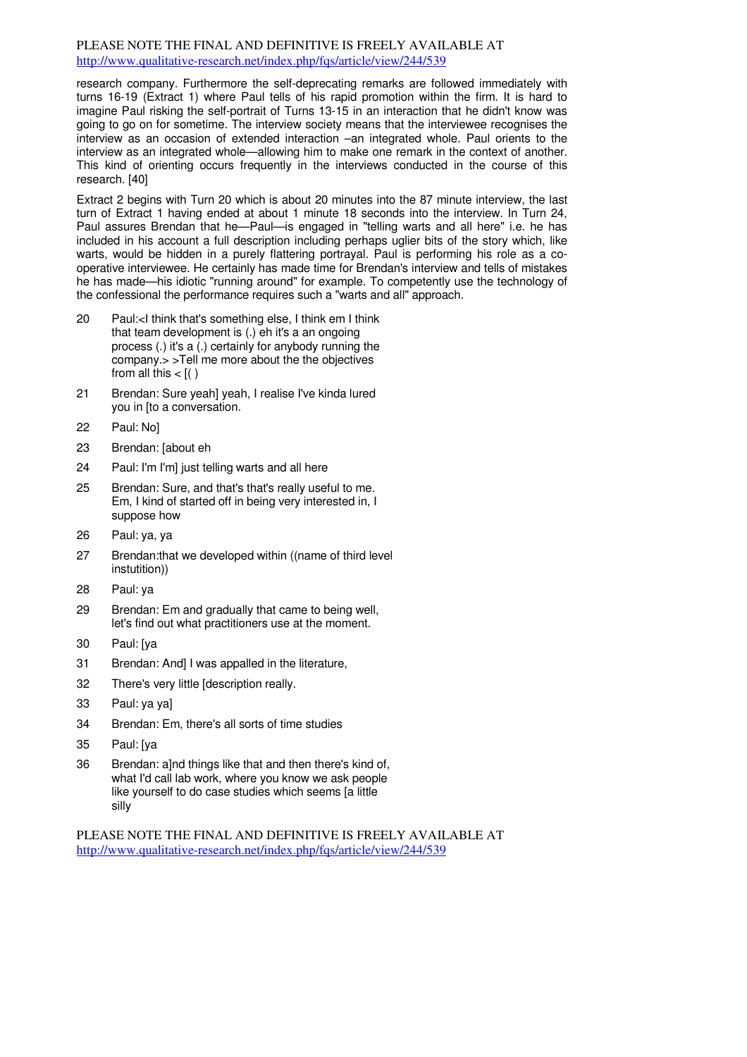research company. Furthermore the self-deprecating remarks are followed immediately with turns 16-19 (Extract 1) where Paul tells of his rapid promotion within the firm. It is hard to imagine Paul risking the self-portrait of Turns 13-15 in an interaction that he didn't know was going to go on for sometime. The interview society means that the interviewee recognises the interview as an occasion of extended interaction –an integrated whole. Paul orients to the interview as an integrated whole—allowing him to make one remark in the context of another. This kind of orienting occurs frequently in the interviews conducted in the course of this research. [40]

Extract 2 begins with Turn 20 which is about 20 minutes into the 87 minute interview, the last turn of Extract 1 having ended at about 1 minute 18 seconds into the interview. In Turn 24, Paul assures Brendan that he—Paul—is engaged in "telling warts and all here" i.e. he has included in his account a full description including perhaps uglier bits of the story which, like warts, would be hidden in a purely flattering portrayal. Paul is performing his role as a co-operative interviewee. He certainly has made time for Brendan's interview and tells of mistakes he has made—his idiotic "running around" for example. To competently use the technology of the confessional the performance requires such a "warts and all" approach.

20 Paul:<I think that's something else, I think em I think that team development is (.) eh it's a an ongoing process (.) it's a (.) certainly for anybody running the company.> >Tell me more about the the objectives from all this < [( )

21 Brendan: Sure yeah] yeah, I realise I've kinda lured you in [to a conversation.

22 Paul: No]

23 Brendan: [about eh

24 Paul: I'm I'm] just telling warts and all here

25 Brendan: Sure, and that's that's really useful to me. Em, I kind of started off in being very interested in, I suppose how

26 Paul: ya, ya

27 Brendan:that we developed within ((name of third level instutition))

28 Paul: ya

29 Brendan: Em and gradually that came to being well, let's find out what practitioners use at the moment.

30 Paul: [ya

31 Brendan: And] I was appalled in the literature,

32 There's very little [description really.

33 Paul: ya ya]

34 Brendan: Em, there's all sorts of time studies

35 Paul: [ya

36 Brendan: a]nd things like that and then there's kind of, what I'd call lab work, where you know we ask people like yourself to do case studies which seems [a little silly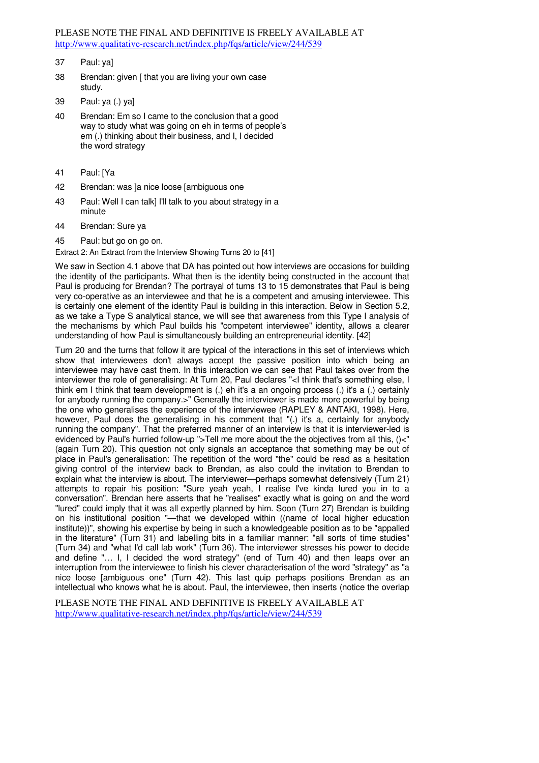37 Paul: ya]

38 Brendan: given [ that you are living your own case study.

39 Paul: ya (.) ya]

40 Brendan: Em so I came to the conclusion that a good way to study what was going on eh in terms of people's em (.) thinking about their business, and I, I decided the word strategy

41 Paul: [Ya

42 Brendan: was ]a nice loose [ambiguous one

43 Paul: Well I can talk] I'll talk to you about strategy in a minute

44 Brendan: Sure ya

45 Paul: but go on go on.

Extract 2: An Extract from the Interview Showing Turns 20 to [41]

We saw in Section 4.1 above that DA has pointed out how interviews are occasions for building the identity of the participants. What then is the identity being constructed in the account that Paul is producing for Brendan? The portrayal of turns 13 to 15 demonstrates that Paul is being very co-operative as an interviewee and that he is a competent and amusing interviewee. This is certainly one element of the identity Paul is building in this interaction. Below in Section 5.2, as we take a Type S analytical stance, we will see that awareness from this Type I analysis of the mechanisms by which Paul builds his "competent interviewee" identity, allows a clearer understanding of how Paul is simultaneously building an entrepreneurial identity. [42]

Turn 20 and the turns that follow it are typical of the interactions in this set of interviews which show that interviewees don't always accept the passive position into which being an interviewee may have cast them. In this interaction we can see that Paul takes over from the interviewer the role of generalising: At Turn 20, Paul declares "<I think that's something else, I think em I think that team development is (.) eh it's a an ongoing process (.) it's a (.) certainly for anybody running the company.>" Generally the interviewer is made more powerful by being the one who generalises the experience of the interviewee (RAPLEY & ANTAKI, 1998). Here, however, Paul does the generalising in his comment that "(.) it's a, certainly for anybody running the company". That the preferred manner of an interview is that it is interviewer-led is evidenced by Paul's hurried follow-up ">Tell me more about the the objectives from all this, ()<" (again Turn 20). This question not only signals an acceptance that something may be out of place in Paul's generalisation: The repetition of the word "the" could be read as a hesitation giving control of the interview back to Brendan, as also could the invitation to Brendan to explain what the interview is about. The interviewer—perhaps somewhat defensively (Turn 21) attempts to repair his position: "Sure yeah yeah, I realise I've kinda lured you in to a conversation". Brendan here asserts that he "realises" exactly what is going on and the word "lured" could imply that it was all expertly planned by him. Soon (Turn 27) Brendan is building on his institutional position "—that we developed within ((name of local higher education institute))", showing his expertise by being in such a knowledgeable position as to be "appalled in the literature" (Turn 31) and labelling bits in a familiar manner: "all sorts of time studies" (Turn 34) and "what I'd call lab work" (Turn 36). The interviewer stresses his power to decide and define "… I, I decided the word strategy" (end of Turn 40) and then leaps over an interruption from the interviewee to finish his clever characterisation of the word "strategy" as "a nice loose [ambiguous one" (Turn 42). This last quip perhaps positions Brendan as an intellectual who knows what he is about. Paul, the interviewee, then inserts (notice the overlap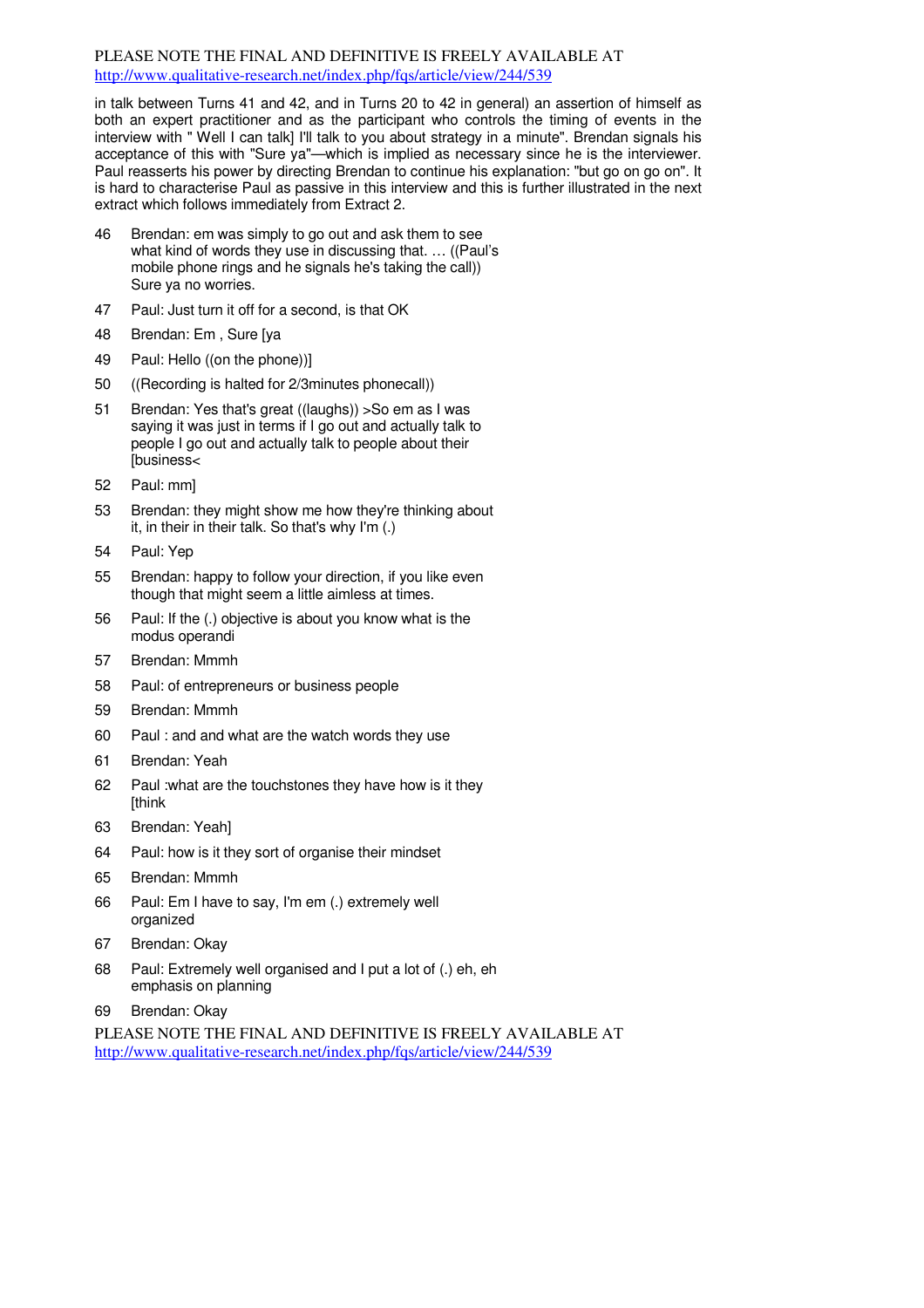in talk between Turns 41 and 42, and in Turns 20 to 42 in general) an assertion of himself as both an expert practitioner and as the participant who controls the timing of events in the interview with " Well I can talk] I'll talk to you about strategy in a minute". Brendan signals his acceptance of this with "Sure ya"—which is implied as necessary since he is the interviewer. Paul reasserts his power by directing Brendan to continue his explanation: "but go on go on". It is hard to characterise Paul as passive in this interview and this is further illustrated in the next extract which follows immediately from Extract 2.

46 Brendan: em was simply to go out and ask them to see what kind of words they use in discussing that. … ((Paul's mobile phone rings and he signals he's taking the call)) Sure ya no worries.

47 Paul: Just turn it off for a second, is that OK

48 Brendan: Em , Sure [ya

49 Paul: Hello ((on the phone))]

50 ((Recording is halted for 2/3minutes phonecall))

51 Brendan: Yes that's great ((laughs)) >So em as I was saying it was just in terms if I go out and actually talk to people I go out and actually talk to people about their [business<

52 Paul: mm]

53 Brendan: they might show me how they're thinking about it, in their in their talk. So that's why I'm (.)

54 Paul: Yep

55 Brendan: happy to follow your direction, if you like even though that might seem a little aimless at times.

56 Paul: If the (.) objective is about you know what is the modus operandi

57 Brendan: Mmmh

58 Paul: of entrepreneurs or business people

59 Brendan: Mmmh

60 Paul : and and what are the watch words they use

61 Brendan: Yeah

62 Paul :what are the touchstones they have how is it they [think

63 Brendan: Yeah]

64 Paul: how is it they sort of organise their mindset

65 Brendan: Mmmh

66 Paul: Em I have to say, I'm em (.) extremely well organized

67 Brendan: Okay

68 Paul: Extremely well organised and I put a lot of (.) eh, eh emphasis on planning

69 Brendan: Okay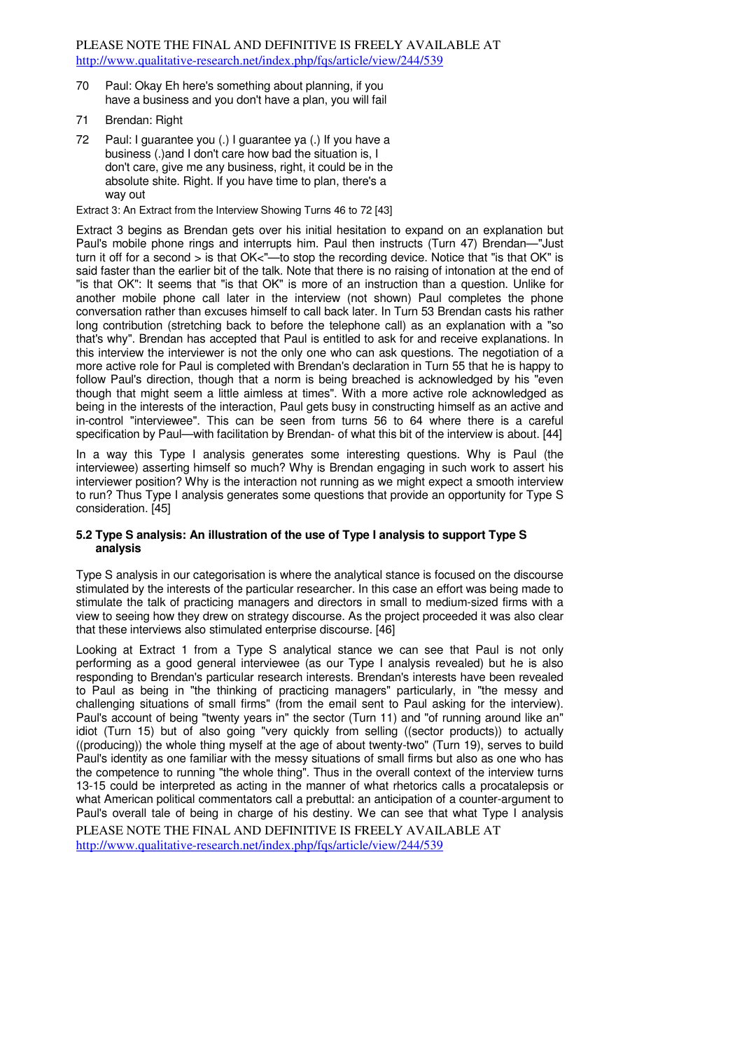70 Paul: Okay Eh here's something about planning, if you have a business and you don't have a plan, you will fail

71 Brendan: Right

72 Paul: I guarantee you (.) I guarantee ya (.) If you have a business (.)and I don't care how bad the situation is, I don't care, give me any business, right, it could be in the absolute shite. Right. If you have time to plan, there's a way out

Extract 3: An Extract from the Interview Showing Turns 46 to 72 [43]

Extract 3 begins as Brendan gets over his initial hesitation to expand on an explanation but Paul's mobile phone rings and interrupts him. Paul then instructs (Turn 47) Brendan—"Just turn it off for a second > is that OK<"—to stop the recording device. Notice that "is that OK" is said faster than the earlier bit of the talk. Note that there is no raising of intonation at the end of "is that OK": It seems that "is that OK" is more of an instruction than a question. Unlike for another mobile phone call later in the interview (not shown) Paul completes the phone conversation rather than excuses himself to call back later. In Turn 53 Brendan casts his rather long contribution (stretching back to before the telephone call) as an explanation with a "so that's why". Brendan has accepted that Paul is entitled to ask for and receive explanations. In this interview the interviewer is not the only one who can ask questions. The negotiation of a more active role for Paul is completed with Brendan's declaration in Turn 55 that he is happy to follow Paul's direction, though that a norm is being breached is acknowledged by his "even though that might seem a little aimless at times". With a more active role acknowledged as being in the interests of the interaction, Paul gets busy in constructing himself as an active and in-control "interviewee". This can be seen from turns 56 to 64 where there is a careful specification by Paul—with facilitation by Brendan- of what this bit of the interview is about. [44]

In a way this Type I analysis generates some interesting questions. Why is Paul (the interviewee) asserting himself so much? Why is Brendan engaging in such work to assert his interviewer position? Why is the interaction not running as we might expect a smooth interview to run? Thus Type I analysis generates some questions that provide an opportunity for Type S consideration. [45]

### 5.2 Type S analysis: An illustration of the use of Type I analysis to support Type S analysis

Type S analysis in our categorisation is where the analytical stance is focused on the discourse stimulated by the interests of the particular researcher. In this case an effort was being made to stimulate the talk of practicing managers and directors in small to medium-sized firms with a view to seeing how they drew on strategy discourse. As the project proceeded it was also clear that these interviews also stimulated enterprise discourse. [46]

Looking at Extract 1 from a Type S analytical stance we can see that Paul is not only performing as a good general interviewee (as our Type I analysis revealed) but he is also responding to Brendan's particular research interests. Brendan's interests have been revealed to Paul as being in "the thinking of practicing managers" particularly, in "the messy and challenging situations of small firms" (from the email sent to Paul asking for the interview). Paul's account of being "twenty years in" the sector (Turn 11) and "of running around like an" idiot (Turn 15) but of also going "very quickly from selling ((sector products)) to actually ((producing)) the whole thing myself at the age of about twenty-two" (Turn 19), serves to build Paul's identity as one familiar with the messy situations of small firms but also as one who has the competence to running "the whole thing". Thus in the overall context of the interview turns 13-15 could be interpreted as acting in the manner of what rhetorics call a procatalepsis or what American political commentators call a prebuttal: an anticipation of a counter-argument to Paul's overall tale of being in charge of his destiny. We can see that what Type I analysis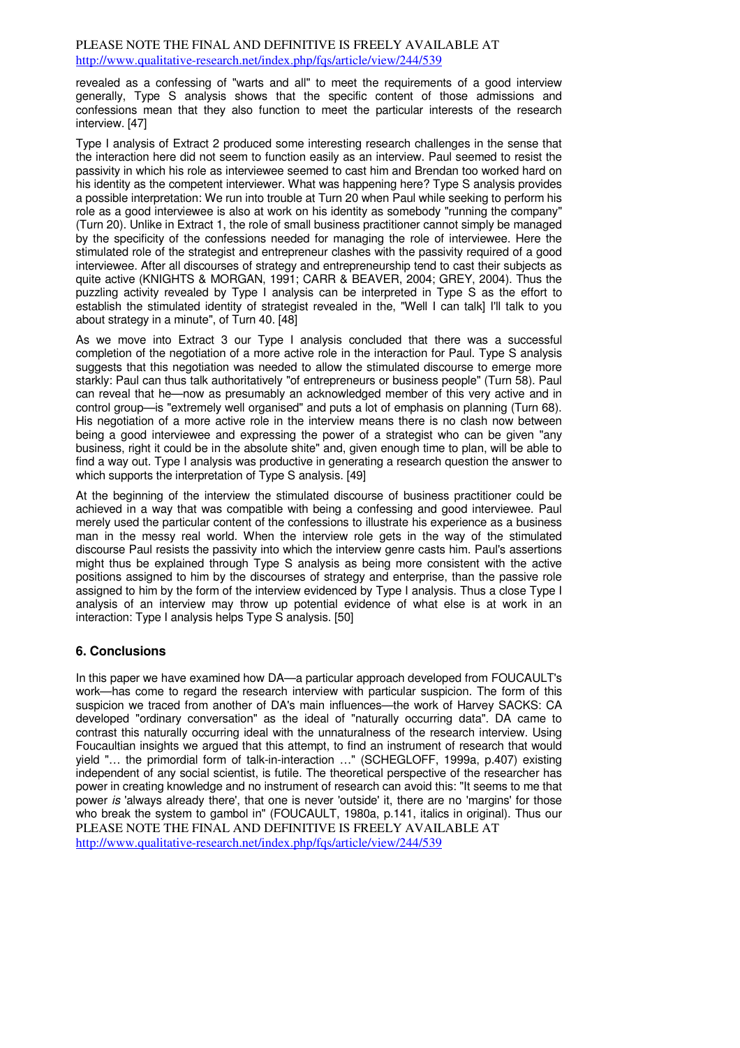revealed as a confessing of "warts and all" to meet the requirements of a good interview generally, Type S analysis shows that the specific content of those admissions and confessions mean that they also function to meet the particular interests of the research interview. [47]

Type I analysis of Extract 2 produced some interesting research challenges in the sense that the interaction here did not seem to function easily as an interview. Paul seemed to resist the passivity in which his role as interviewee seemed to cast him and Brendan too worked hard on his identity as the competent interviewer. What was happening here? Type S analysis provides a possible interpretation: We run into trouble at Turn 20 when Paul while seeking to perform his role as a good interviewee is also at work on his identity as somebody "running the company" (Turn 20). Unlike in Extract 1, the role of small business practitioner cannot simply be managed by the specificity of the confessions needed for managing the role of interviewee. Here the stimulated role of the strategist and entrepreneur clashes with the passivity required of a good interviewee. After all discourses of strategy and entrepreneurship tend to cast their subjects as quite active (KNIGHTS & MORGAN, 1991; CARR & BEAVER, 2004; GREY, 2004). Thus the puzzling activity revealed by Type I analysis can be interpreted in Type S as the effort to establish the stimulated identity of strategist revealed in the, "Well I can talk] I'll talk to you about strategy in a minute", of Turn 40. [48]

As we move into Extract 3 our Type I analysis concluded that there was a successful completion of the negotiation of a more active role in the interaction for Paul. Type S analysis suggests that this negotiation was needed to allow the stimulated discourse to emerge more starkly: Paul can thus talk authoritatively "of entrepreneurs or business people" (Turn 58). Paul can reveal that he—now as presumably an acknowledged member of this very active and in control group—is "extremely well organised" and puts a lot of emphasis on planning (Turn 68). His negotiation of a more active role in the interview means there is no clash now between being a good interviewee and expressing the power of a strategist who can be given "any business, right it could be in the absolute shite" and, given enough time to plan, will be able to find a way out. Type I analysis was productive in generating a research question the answer to which supports the interpretation of Type S analysis. [49]

At the beginning of the interview the stimulated discourse of business practitioner could be achieved in a way that was compatible with being a confessing and good interviewee. Paul merely used the particular content of the confessions to illustrate his experience as a business man in the messy real world. When the interview role gets in the way of the stimulated discourse Paul resists the passivity into which the interview genre casts him. Paul's assertions might thus be explained through Type S analysis as being more consistent with the active positions assigned to him by the discourses of strategy and enterprise, than the passive role assigned to him by the form of the interview evidenced by Type I analysis. Thus a close Type I analysis of an interview may throw up potential evidence of what else is at work in an interaction: Type I analysis helps Type S analysis. [50]

## 6. Conclusions

In this paper we have examined how DA—a particular approach developed from FOUCAULT's work—has come to regard the research interview with particular suspicion. The form of this suspicion we traced from another of DA's main influences—the work of Harvey SACKS: CA developed "ordinary conversation" as the ideal of "naturally occurring data". DA came to contrast this naturally occurring ideal with the unnaturalness of the research interview. Using Foucaultian insights we argued that this attempt, to find an instrument of research that would yield "… the primordial form of talk-in-interaction …" (SCHEGLOFF, 1999a, p.407) existing independent of any social scientist, is futile. The theoretical perspective of the researcher has power in creating knowledge and no instrument of research can avoid this: "It seems to me that power *is* 'always already there', that one is never 'outside' it, there are no 'margins' for those who break the system to gambol in" (FOUCAULT, 1980a, p.141, italics in original). Thus our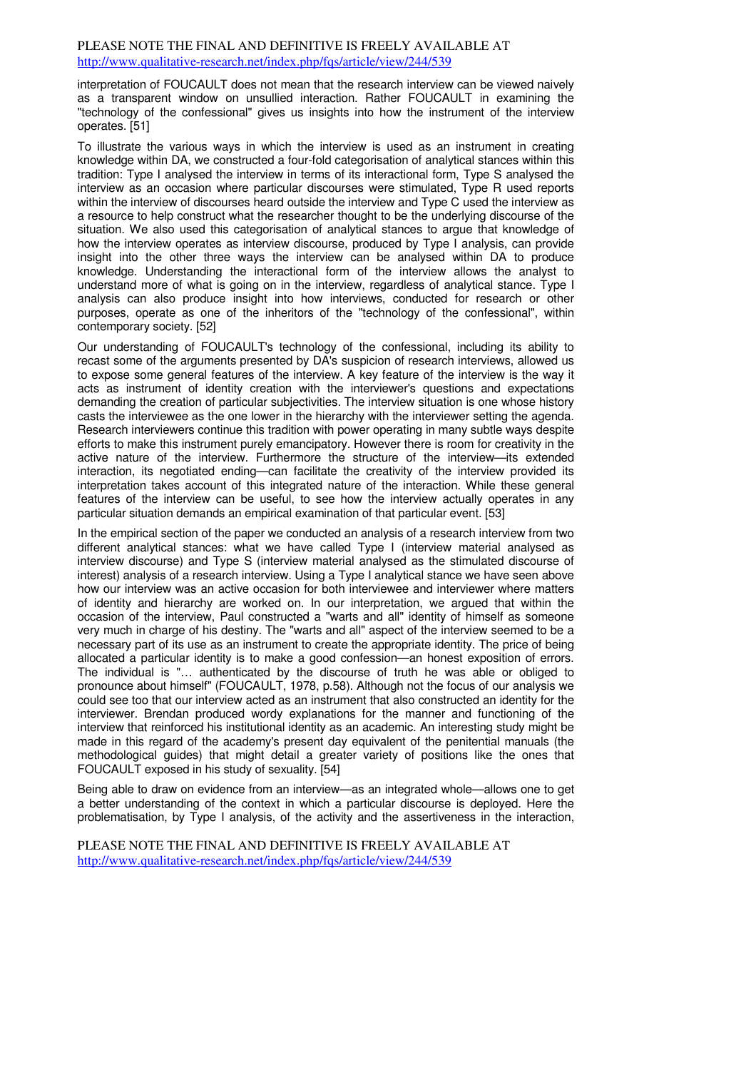interpretation of FOUCAULT does not mean that the research interview can be viewed naively as a transparent window on unsullied interaction. Rather FOUCAULT in examining the "technology of the confessional" gives us insights into how the instrument of the interview operates. [51]

To illustrate the various ways in which the interview is used as an instrument in creating knowledge within DA, we constructed a four-fold categorisation of analytical stances within this tradition: Type I analysed the interview in terms of its interactional form, Type S analysed the interview as an occasion where particular discourses were stimulated, Type R used reports within the interview of discourses heard outside the interview and Type C used the interview as a resource to help construct what the researcher thought to be the underlying discourse of the situation. We also used this categorisation of analytical stances to argue that knowledge of how the interview operates as interview discourse, produced by Type I analysis, can provide insight into the other three ways the interview can be analysed within DA to produce knowledge. Understanding the interactional form of the interview allows the analyst to understand more of what is going on in the interview, regardless of analytical stance. Type I analysis can also produce insight into how interviews, conducted for research or other purposes, operate as one of the inheritors of the "technology of the confessional", within contemporary society. [52]

Our understanding of FOUCAULT's technology of the confessional, including its ability to recast some of the arguments presented by DA's suspicion of research interviews, allowed us to expose some general features of the interview. A key feature of the interview is the way it acts as instrument of identity creation with the interviewer's questions and expectations demanding the creation of particular subjectivities. The interview situation is one whose history casts the interviewee as the one lower in the hierarchy with the interviewer setting the agenda. Research interviewers continue this tradition with power operating in many subtle ways despite efforts to make this instrument purely emancipatory. However there is room for creativity in the active nature of the interview. Furthermore the structure of the interview—its extended interaction, its negotiated ending—can facilitate the creativity of the interview provided its interpretation takes account of this integrated nature of the interaction. While these general features of the interview can be useful, to see how the interview actually operates in any particular situation demands an empirical examination of that particular event. [53]

In the empirical section of the paper we conducted an analysis of a research interview from two different analytical stances: what we have called Type I (interview material analysed as interview discourse) and Type S (interview material analysed as the stimulated discourse of interest) analysis of a research interview. Using a Type I analytical stance we have seen above how our interview was an active occasion for both interviewee and interviewer where matters of identity and hierarchy are worked on. In our interpretation, we argued that within the occasion of the interview, Paul constructed a "warts and all" identity of himself as someone very much in charge of his destiny. The "warts and all" aspect of the interview seemed to be a necessary part of its use as an instrument to create the appropriate identity. The price of being allocated a particular identity is to make a good confession—an honest exposition of errors. The individual is "… authenticated by the discourse of truth he was able or obliged to pronounce about himself" (FOUCAULT, 1978, p.58). Although not the focus of our analysis we could see too that our interview acted as an instrument that also constructed an identity for the interviewer. Brendan produced wordy explanations for the manner and functioning of the interview that reinforced his institutional identity as an academic. An interesting study might be made in this regard of the academy's present day equivalent of the penitential manuals (the methodological guides) that might detail a greater variety of positions like the ones that FOUCAULT exposed in his study of sexuality. [54]

Being able to draw on evidence from an interview—as an integrated whole—allows one to get a better understanding of the context in which a particular discourse is deployed. Here the problematisation, by Type I analysis, of the activity and the assertiveness in the interaction,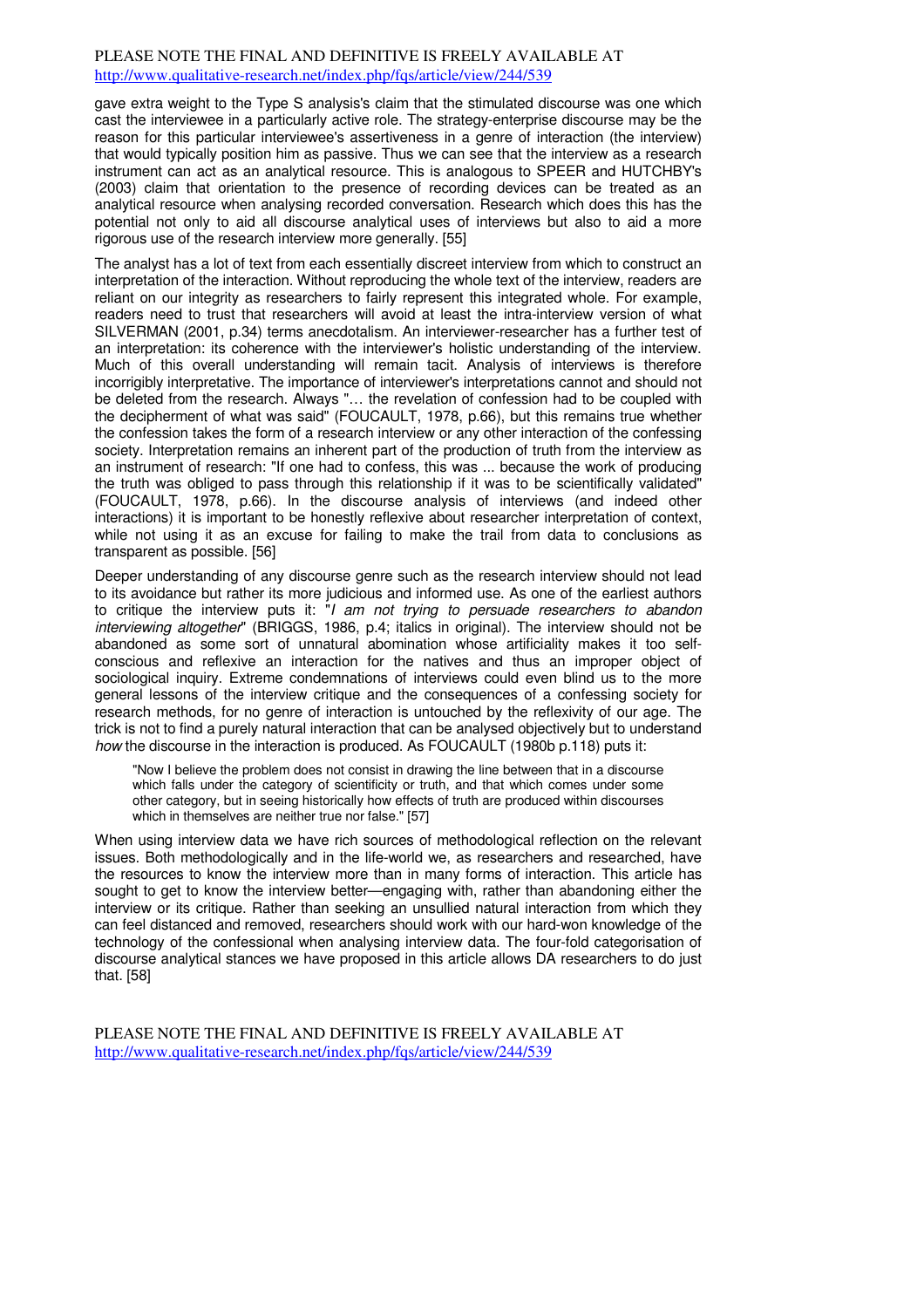gave extra weight to the Type S analysis's claim that the stimulated discourse was one which cast the interviewee in a particularly active role. The strategy-enterprise discourse may be the reason for this particular interviewee's assertiveness in a genre of interaction (the interview) that would typically position him as passive. Thus we can see that the interview as a research instrument can act as an analytical resource. This is analogous to SPEER and HUTCHBY's (2003) claim that orientation to the presence of recording devices can be treated as an analytical resource when analysing recorded conversation. Research which does this has the potential not only to aid all discourse analytical uses of interviews but also to aid a more rigorous use of the research interview more generally. [55]

The analyst has a lot of text from each essentially discreet interview from which to construct an interpretation of the interaction. Without reproducing the whole text of the interview, readers are reliant on our integrity as researchers to fairly represent this integrated whole. For example, readers need to trust that researchers will avoid at least the intra-interview version of what SILVERMAN (2001, p.34) terms anecdotalism. An interviewer-researcher has a further test of an interpretation: its coherence with the interviewer's holistic understanding of the interview. Much of this overall understanding will remain tacit. Analysis of interviews is therefore incorrigibly interpretative. The importance of interviewer's interpretations cannot and should not be deleted from the research. Always "… the revelation of confession had to be coupled with the decipherment of what was said" (FOUCAULT, 1978, p.66), but this remains true whether the confession takes the form of a research interview or any other interaction of the confessing society. Interpretation remains an inherent part of the production of truth from the interview as an instrument of research: "If one had to confess, this was ... because the work of producing the truth was obliged to pass through this relationship if it was to be scientifically validated" (FOUCAULT, 1978, p.66). In the discourse analysis of interviews (and indeed other interactions) it is important to be honestly reflexive about researcher interpretation of context, while not using it as an excuse for failing to make the trail from data to conclusions as transparent as possible. [56]

Deeper understanding of any discourse genre such as the research interview should not lead to its avoidance but rather its more judicious and informed use. As one of the earliest authors to critique the interview puts it: "*I am not trying to persuade researchers to abandon interviewing altogether*" (BRIGGS, 1986, p.4; italics in original). The interview should not be abandoned as some sort of unnatural abomination whose artificiality makes it too self-conscious and reflexive an interaction for the natives and thus an improper object of sociological inquiry. Extreme condemnations of interviews could even blind us to the more general lessons of the interview critique and the consequences of a confessing society for research methods, for no genre of interaction is untouched by the reflexivity of our age. The trick is not to find a purely natural interaction that can be analysed objectively but to understand *how* the discourse in the interaction is produced. As FOUCAULT (1980b p.118) puts it:

> "Now I believe the problem does not consist in drawing the line between that in a discourse which falls under the category of scientificity or truth, and that which comes under some other category, but in seeing historically how effects of truth are produced within discourses which in themselves are neither true nor false." [57]

When using interview data we have rich sources of methodological reflection on the relevant issues. Both methodologically and in the life-world we, as researchers and researched, have the resources to know the interview more than in many forms of interaction. This article has sought to get to know the interview better—engaging with, rather than abandoning either the interview or its critique. Rather than seeking an unsullied natural interaction from which they can feel distanced and removed, researchers should work with our hard-won knowledge of the technology of the confessional when analysing interview data. The four-fold categorisation of discourse analytical stances we have proposed in this article allows DA researchers to do just that. [58]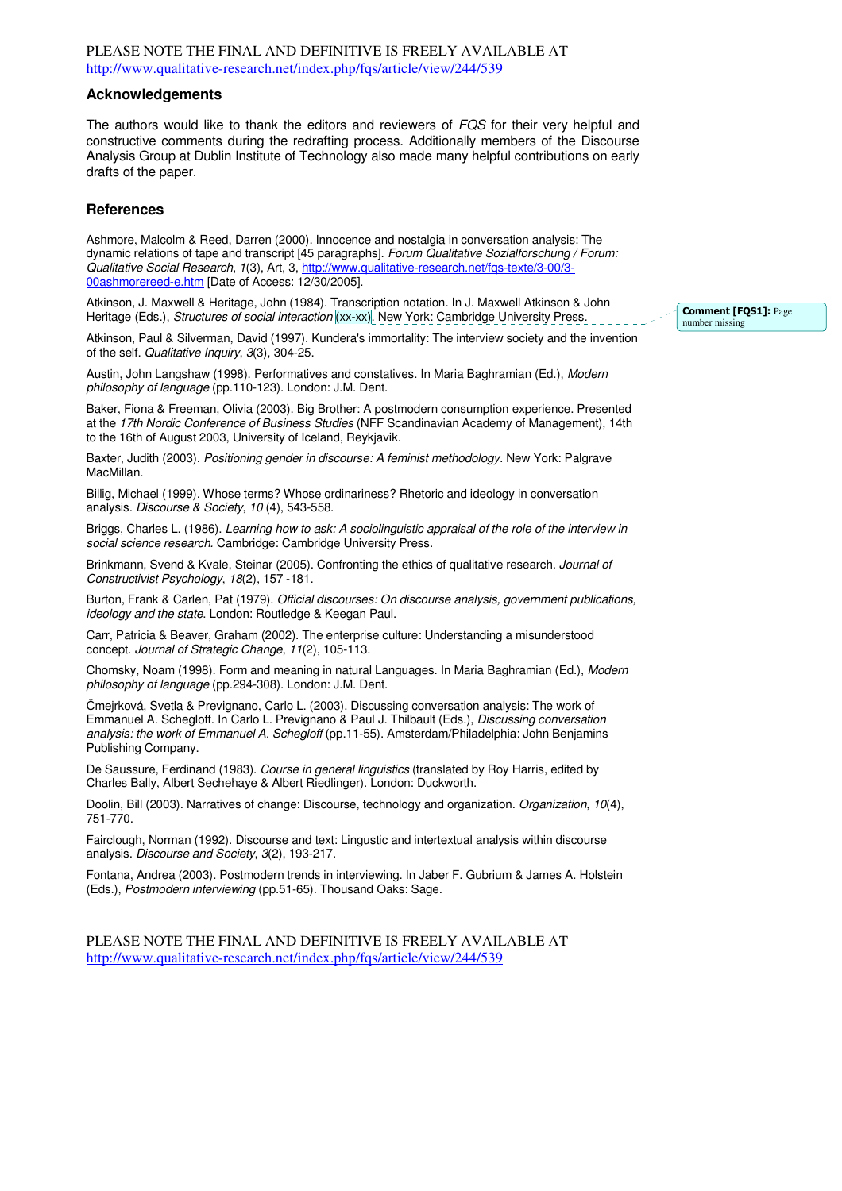PLEASE NOTE THE FINAL AND DEFINITIVE IS FREELY AVAILABLE AT http://www.qualitative-research.net/index.php/fqs/article/view/244/539

### Acknowledgements

The authors would like to thank the editors and reviewers of *FQS* for their very helpful and constructive comments during the redrafting process. Additionally members of the Discourse Analysis Group at Dublin Institute of Technology also made many helpful contributions on early drafts of the paper.

### References

Ashmore, Malcolm & Reed, Darren (2000). Innocence and nostalgia in conversation analysis: The dynamic relations of tape and transcript [45 paragraphs]. *Forum Qualitative Sozialforschung / Forum: Qualitative Social Research*, *1*(3), Art, 3, http://www.qualitative-research.net/fqs-texte/3-00/3-00ashmorereed-e.htm [Date of Access: 12/30/2005].

Atkinson, J. Maxwell & Heritage, John (1984). Transcription notation. In J. Maxwell Atkinson & John Heritage (Eds.), *Structures of social interaction* (xx-xx). New York: Cambridge University Press.

Comment [FQS1]: Page number missing

Atkinson, Paul & Silverman, David (1997). Kundera's immortality: The interview society and the invention of the self. *Qualitative Inquiry*, *3*(3), 304-25.

Austin, John Langshaw (1998). Performatives and constatives. In Maria Baghramian (Ed.), *Modern philosophy of language* (pp.110-123). London: J.M. Dent.

Baker, Fiona & Freeman, Olivia (2003). Big Brother: A postmodern consumption experience. Presented at the *17th Nordic Conference of Business Studies* (NFF Scandinavian Academy of Management), 14th to the 16th of August 2003, University of Iceland, Reykjavik.

Baxter, Judith (2003). *Positioning gender in discourse: A feminist methodology*. New York: Palgrave MacMillan.

Billig, Michael (1999). Whose terms? Whose ordinariness? Rhetoric and ideology in conversation analysis. *Discourse & Society*, *10* (4), 543-558.

Briggs, Charles L. (1986). *Learning how to ask: A sociolinguistic appraisal of the role of the interview in social science research*. Cambridge: Cambridge University Press.

Brinkmann, Svend & Kvale, Steinar (2005). Confronting the ethics of qualitative research. *Journal of Constructivist Psychology*, *18*(2), 157 -181.

Burton, Frank & Carlen, Pat (1979). *Official discourses: On discourse analysis, government publications, ideology and the state*. London: Routledge & Keegan Paul.

Carr, Patricia & Beaver, Graham (2002). The enterprise culture: Understanding a misunderstood concept. *Journal of Strategic Change*, *11*(2), 105-113.

Chomsky, Noam (1998). Form and meaning in natural Languages. In Maria Baghramian (Ed.), *Modern philosophy of language* (pp.294-308). London: J.M. Dent.

Čmejrková, Svetla & Prevignano, Carlo L. (2003). Discussing conversation analysis: The work of Emmanuel A. Schegloff. In Carlo L. Prevignano & Paul J. Thilbault (Eds.), *Discussing conversation analysis: the work of Emmanuel A. Schegloff* (pp.11-55). Amsterdam/Philadelphia: John Benjamins Publishing Company.

De Saussure, Ferdinand (1983). *Course in general linguistics* (translated by Roy Harris, edited by Charles Bally, Albert Sechehaye & Albert Riedlinger). London: Duckworth.

Doolin, Bill (2003). Narratives of change: Discourse, technology and organization. *Organization*, *10*(4), 751-770.

Fairclough, Norman (1992). Discourse and text: Linguistic and intertextual analysis within discourse analysis. *Discourse and Society*, *3*(2), 193-217.

Fontana, Andrea (2003). Postmodern trends in interviewing. In Jaber F. Gubrium & James A. Holstein (Eds.), *Postmodern interviewing* (pp.51-65). Thousand Oaks: Sage.

PLEASE NOTE THE FINAL AND DEFINITIVE IS FREELY AVAILABLE AT http://www.qualitative-research.net/index.php/fqs/article/view/244/539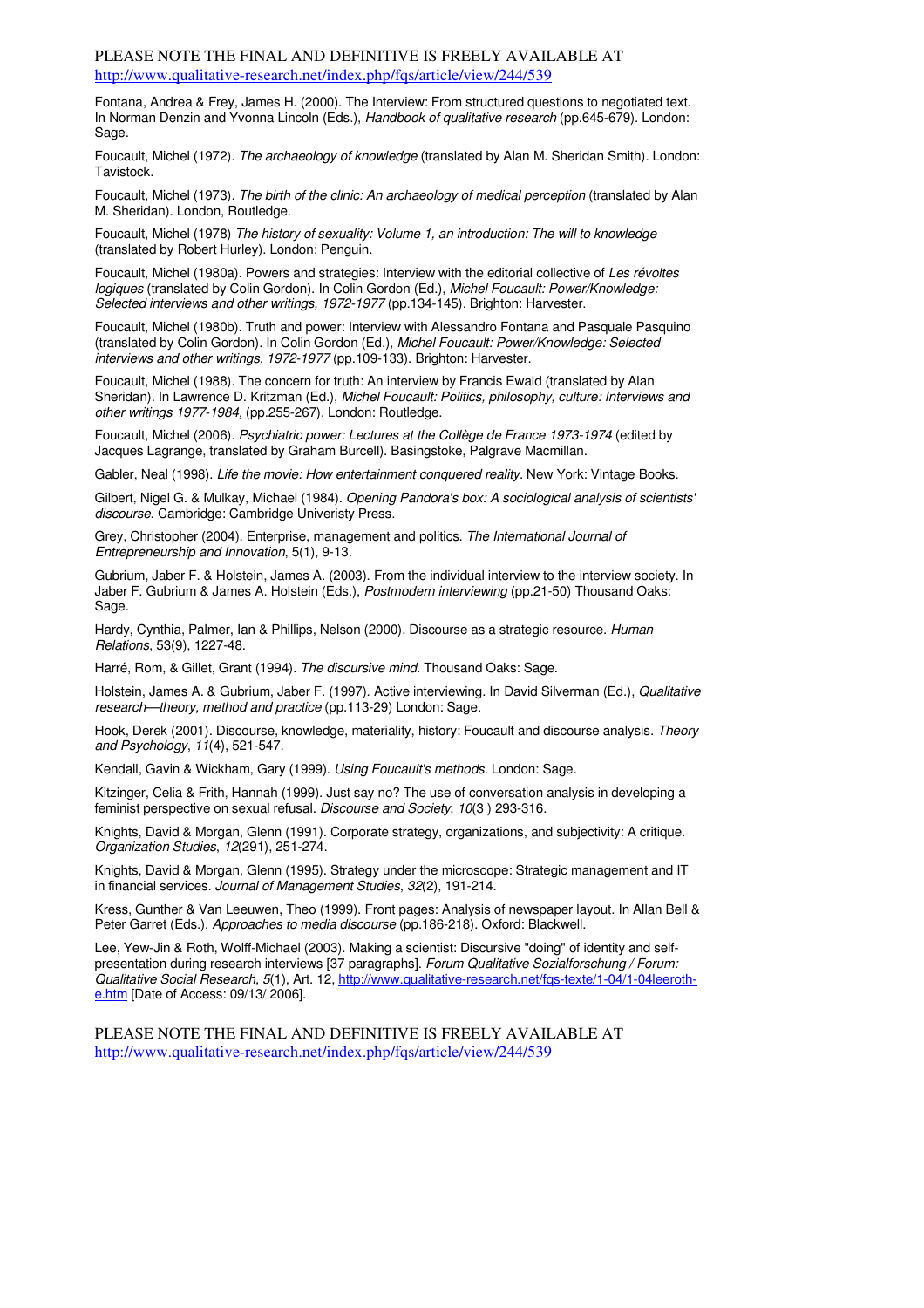PLEASE NOTE THE FINAL AND DEFINITIVE IS FREELY AVAILABLE AT http://www.qualitative-research.net/index.php/fqs/article/view/244/539

Fontana, Andrea & Frey, James H. (2000). The Interview: From structured questions to negotiated text. In Norman Denzin and Yvonna Lincoln (Eds.), *Handbook of qualitative research* (pp.645-679). London: Sage.

Foucault, Michel (1972). *The archaeology of knowledge* (translated by Alan M. Sheridan Smith). London: Tavistock.

Foucault, Michel (1973). *The birth of the clinic: An archaeology of medical perception* (translated by Alan M. Sheridan). London, Routledge.

Foucault, Michel (1978) *The history of sexuality: Volume 1, an introduction: The will to knowledge* (translated by Robert Hurley). London: Penguin.

Foucault, Michel (1980a). Powers and strategies: Interview with the editorial collective of *Les révoltes logiques* (translated by Colin Gordon). In Colin Gordon (Ed.), *Michel Foucault: Power/Knowledge: Selected interviews and other writings, 1972-1977* (pp.134-145). Brighton: Harvester.

Foucault, Michel (1980b). Truth and power: Interview with Alessandro Fontana and Pasquale Pasquino (translated by Colin Gordon). In Colin Gordon (Ed.), *Michel Foucault: Power/Knowledge: Selected interviews and other writings, 1972-1977* (pp.109-133). Brighton: Harvester.

Foucault, Michel (1988). The concern for truth: An interview by Francis Ewald (translated by Alan Sheridan). In Lawrence D. Kritzman (Ed.), *Michel Foucault: Politics, philosophy, culture: Interviews and other writings 1977-1984,* (pp.255-267). London: Routledge.

Foucault, Michel (2006). *Psychiatric power: Lectures at the Collège de France 1973-1974* (edited by Jacques Lagrange, translated by Graham Burcell). Basingstoke, Palgrave Macmillan.

Gabler, Neal (1998). *Life the movie: How entertainment conquered reality.* New York: Vintage Books.

Gilbert, Nigel G. & Mulkay, Michael (1984). *Opening Pandora's box: A sociological analysis of scientists' discourse.* Cambridge: Cambridge Univeristy Press.

Grey, Christopher (2004). Enterprise, management and politics. *The International Journal of Entrepreneurship and Innovation*, 5(1), 9-13.

Gubrium, Jaber F. & Holstein, James A. (2003). From the individual interview to the interview society. In Jaber F. Gubrium & James A. Holstein (Eds.), *Postmodern interviewing* (pp.21-50) Thousand Oaks: Sage.

Hardy, Cynthia, Palmer, Ian & Phillips, Nelson (2000). Discourse as a strategic resource. *Human Relations*, 53(9), 1227-48.

Harré, Rom, & Gillet, Grant (1994). *The discursive mind*. Thousand Oaks: Sage.

Holstein, James A. & Gubrium, Jaber F. (1997). Active interviewing. In David Silverman (Ed.), *Qualitative research—theory, method and practice* (pp.113-29) London: Sage.

Hook, Derek (2001). Discourse, knowledge, materiality, history: Foucault and discourse analysis. *Theory and Psychology*, *11*(4), 521-547.

Kendall, Gavin & Wickham, Gary (1999). *Using Foucault's methods*. London: Sage.

Kitzinger, Celia & Frith, Hannah (1999). Just say no? The use of conversation analysis in developing a feminist perspective on sexual refusal. *Discourse and Society*, *10*(3 ) 293-316.

Knights, David & Morgan, Glenn (1991). Corporate strategy, organizations, and subjectivity: A critique. *Organization Studies*, *12*(291), 251-274.

Knights, David & Morgan, Glenn (1995). Strategy under the microscope: Strategic management and IT in financial services. *Journal of Management Studies*, *32*(2), 191-214.

Kress, Gunther & Van Leeuwen, Theo (1999). Front pages: Analysis of newspaper layout. In Allan Bell & Peter Garret (Eds.), *Approaches to media discourse* (pp.186-218). Oxford: Blackwell.

Lee, Yew-Jin & Roth, Wolff-Michael (2003). Making a scientist: Discursive "doing" of identity and self-presentation during research interviews [37 paragraphs]. *Forum Qualitative Sozialforschung / Forum: Qualitative Social Research*, *5*(1), Art. 12, http://www.qualitative-research.net/fqs-texte/1-04/1-04leeroth-e.htm [Date of Access: 09/13/ 2006].

PLEASE NOTE THE FINAL AND DEFINITIVE IS FREELY AVAILABLE AT http://www.qualitative-research.net/index.php/fqs/article/view/244/539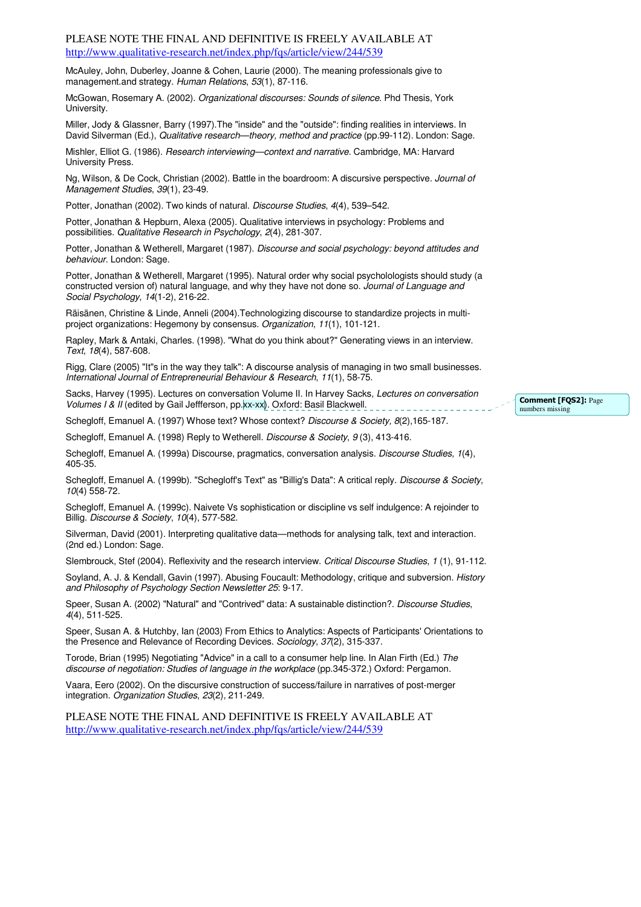PLEASE NOTE THE FINAL AND DEFINITIVE IS FREELY AVAILABLE AT
http://www.qualitative-research.net/index.php/fqs/article/view/244/539

McAuley, John, Duberley, Joanne & Cohen, Laurie (2000). The meaning professionals give to management.and strategy. *Human Relations*, *53*(1), 87-116.

McGowan, Rosemary A. (2002). *Organizational discourses: Sounds of silence*. Phd Thesis, York University.

Miller, Jody & Glassner, Barry (1997).The "inside" and the "outside": finding realities in interviews. In David Silverman (Ed.), *Qualitative research—theory, method and practice* (pp.99-112). London: Sage.

Mishler, Elliot G. (1986). *Research interviewing—context and narrative*. Cambridge, MA: Harvard University Press.

Ng, Wilson, & De Cock, Christian (2002). Battle in the boardroom: A discursive perspective. *Journal of Management Studies*, *39*(1), 23-49.

Potter, Jonathan (2002). Two kinds of natural. *Discourse Studies*, *4*(4), 539–542.

Potter, Jonathan & Hepburn, Alexa (2005). Qualitative interviews in psychology: Problems and possibilities. *Qualitative Research in Psychology*, *2*(4), 281-307.

Potter, Jonathan & Wetherell, Margaret (1987). *Discourse and social psychology: beyond attitudes and behaviour*. London: Sage.

Potter, Jonathan & Wetherell, Margaret (1995). Natural order why social psychololologists should study (a constructed version of) natural language, and why they have not done so. *Journal of Language and Social Psychology*, *14*(1-2), 216-22.

Räisänen, Christine & Linde, Anneli (2004).Technologizing discourse to standardize projects in multi-project organizations: Hegemony by consensus. *Organization*, *11*(1), 101-121.

Rapley, Mark & Antaki, Charles. (1998). "What do you think about?" Generating views in an interview. *Text*, *18*(4), 587-608.

Rigg, Clare (2005) "It"s in the way they talk": A discourse analysis of managing in two small businesses. *International Journal of Entrepreneurial Behaviour & Research*, *11*(1), 58-75.

Sacks, Harvey (1995). Lectures on conversation Volume II. In Harvey Sacks, *Lectures on conversation Volumes I & II* (edited by Gail Jeffferson, pp.xx-xx). Oxford: Basil Blackwell.

Comment [FQS2]: Page numbers missing

Schegloff, Emanuel A. (1997) Whose text? Whose context? *Discourse & Society, 8*(2),165-187.

Schegloff, Emanuel A. (1998) Reply to Wetherell. *Discourse & Society*, *9* (3), 413-416.

Schegloff, Emanuel A. (1999a) Discourse, pragmatics, conversation analysis. *Discourse Studies, 1*(4), 405-35.

Schegloff, Emanuel A. (1999b). "Schegloff's Text" as "Billig's Data": A critical reply. *Discourse & Society*, *10*(4) 558-72.

Schegloff, Emanuel A. (1999c). Naivete Vs sophistication or discipline vs self indulgence: A rejoinder to Billig. *Discourse & Society*, *10*(4), 577-582.

Silverman, David (2001). Interpreting qualitative data—methods for analysing talk, text and interaction. (2nd ed.) London: Sage.

Slembrouck, Stef (2004). Reflexivity and the research interview. *Critical Discourse Studies*, *1* (1), 91-112.

Soyland, A. J. & Kendall, Gavin (1997). Abusing Foucault: Methodology, critique and subversion. *History and Philosophy of Psychology Section Newsletter 25*: 9-17.

Speer, Susan A. (2002) "Natural" and "Contrived" data: A sustainable distinction?. *Discourse Studies*, *4*(4), 511-525.

Speer, Susan A. & Hutchby, Ian (2003) From Ethics to Analytics: Aspects of Participants' Orientations to the Presence and Relevance of Recording Devices. *Sociology*, *37*(2), 315-337.

Torode, Brian (1995) Negotiating "Advice" in a call to a consumer help line. In Alan Firth (Ed.) *The discourse of negotiation: Studies of language in the workplace* (pp.345-372.) Oxford: Pergamon.

Vaara, Eero (2002). On the discursive construction of success/failure in narratives of post-merger integration. *Organization Studies*, *23*(2), 211-249.

PLEASE NOTE THE FINAL AND DEFINITIVE IS FREELY AVAILABLE AT
http://www.qualitative-research.net/index.php/fqs/article/view/244/539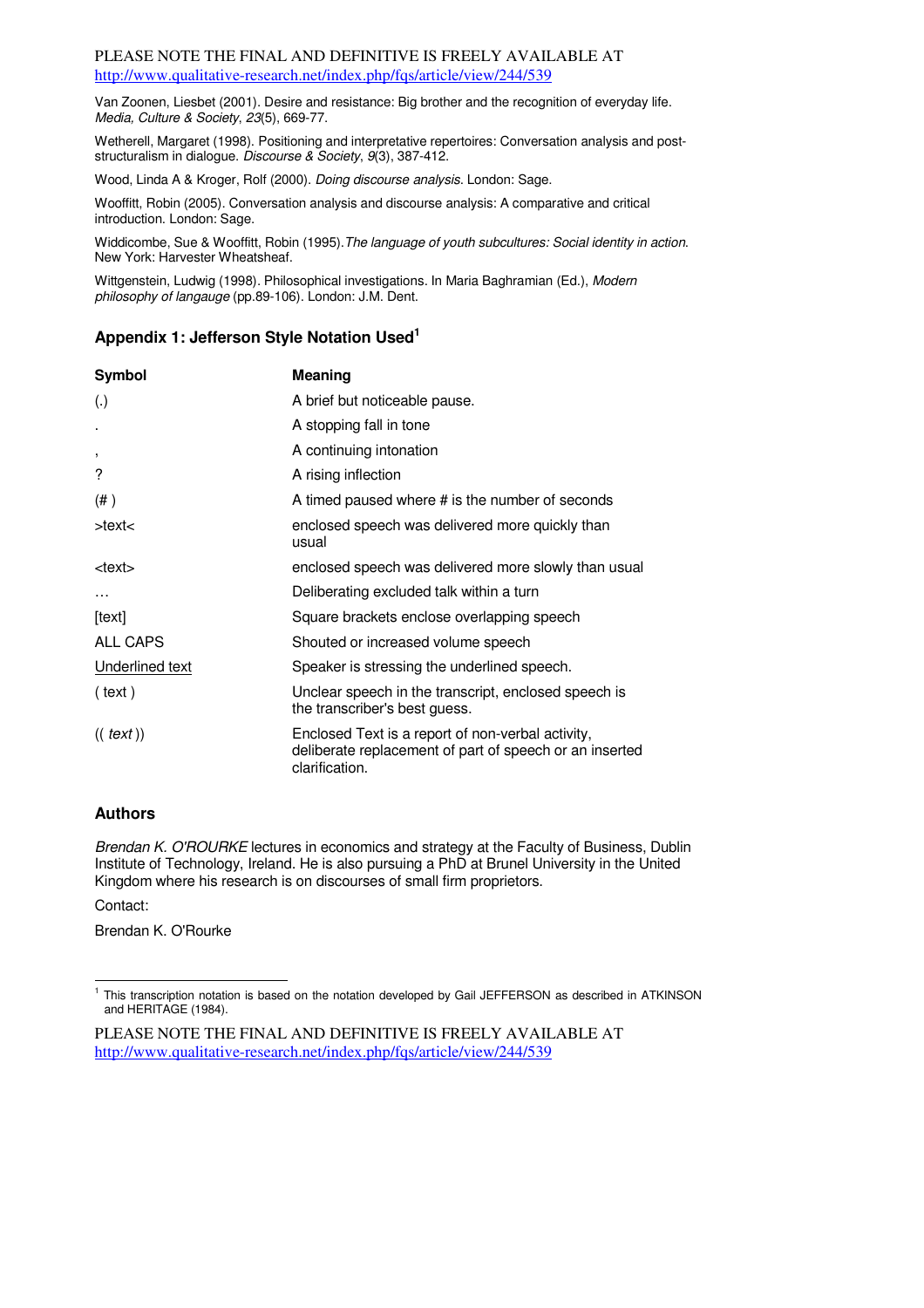Van Zoonen, Liesbet (2001). Desire and resistance: Big brother and the recognition of everyday life. *Media, Culture & Society*, *23*(5), 669-77.

Wetherell, Margaret (1998). Positioning and interpretative repertoires: Conversation analysis and post-structuralism in dialogue. *Discourse & Society*, *9*(3), 387-412.

Wood, Linda A & Kroger, Rolf (2000). *Doing discourse analysis*. London: Sage.

Wooffitt, Robin (2005). Conversation analysis and discourse analysis: A comparative and critical introduction. London: Sage.

Widdicombe, Sue & Wooffitt, Robin (1995). *The language of youth subcultures: Social identity in action*. New York: Harvester Wheatsheaf.

Wittgenstein, Ludwig (1998). Philosophical investigations. In Maria Baghramian (Ed.), *Modern philosophy of langauge* (pp.89-106). London: J.M. Dent.

### Appendix 1: Jefferson Style Notation Used[1]

| Symbol | Meaning |
|---|---|
| (.) | A brief but noticeable pause. |
| . | A stopping fall in tone |
| , | A continuing intonation |
| ? | A rising inflection |
| (# ) | A timed paused where # is the number of seconds |
| >text< | enclosed speech was delivered more quickly than usual |
| <text> | enclosed speech was delivered more slowly than usual |
| … | Deliberating excluded talk within a turn |
| [text] | Square brackets enclose overlapping speech |
| ALL CAPS | Shouted or increased volume speech |
| <u>Underlined text</u> | Speaker is stressing the underlined speech. |
| ( text ) | Unclear speech in the transcript, enclosed speech is the transcriber's best guess. |
| (( *text* )) | Enclosed Text is a report of non-verbal activity, deliberate replacement of part of speech or an inserted clarification. |

### Authors

*Brendan K. O'ROURKE* lectures in economics and strategy at the Faculty of Business, Dublin Institute of Technology, Ireland. He is also pursuing a PhD at Brunel University in the United Kingdom where his research is on discourses of small firm proprietors.

Contact:

Brendan K. O'Rourke

[1] This transcription notation is based on the notation developed by Gail JEFFERSON as described in ATKINSON and HERITAGE (1984).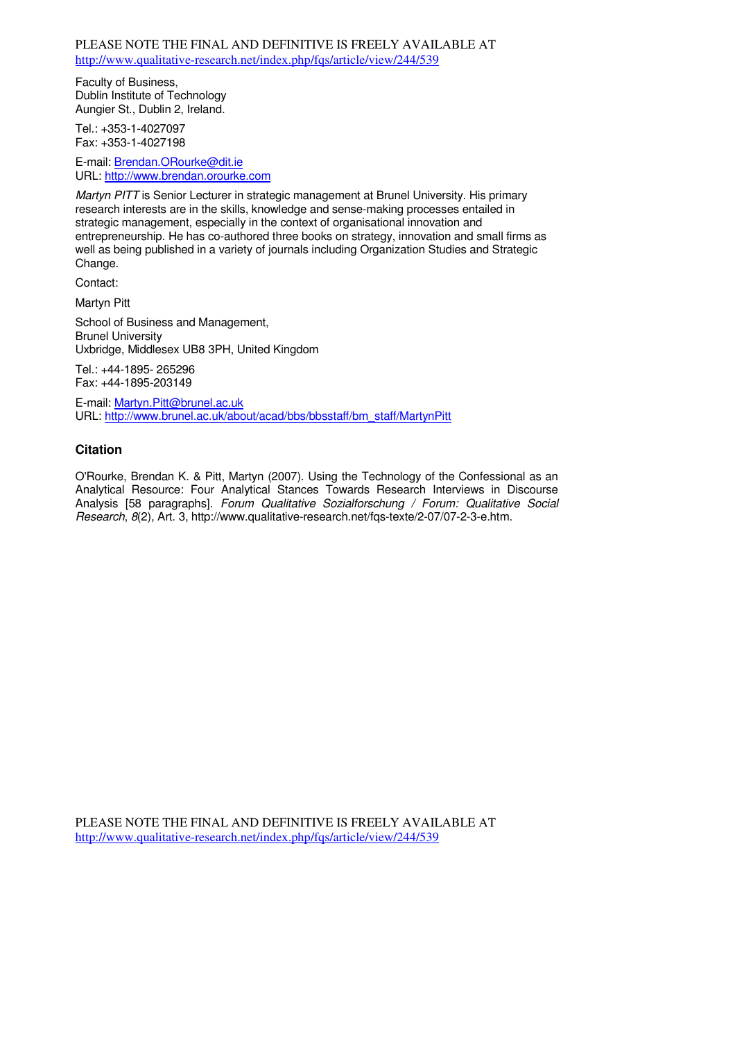Faculty of Business,
Dublin Institute of Technology
Aungier St., Dublin 2, Ireland.

Tel.: +353-1-4027097
Fax: +353-1-4027198

E-mail: Brendan.ORourke@dit.ie
URL: http://www.brendan.orourke.com

*Martyn PITT* is Senior Lecturer in strategic management at Brunel University. His primary research interests are in the skills, knowledge and sense-making processes entailed in strategic management, especially in the context of organisational innovation and entrepreneurship. He has co-authored three books on strategy, innovation and small firms as well as being published in a variety of journals including Organization Studies and Strategic Change.

Contact:

Martyn Pitt

School of Business and Management,
Brunel University
Uxbridge, Middlesex UB8 3PH, United Kingdom

Tel.: +44-1895- 265296
Fax: +44-1895-203149

E-mail: Martyn.Pitt@brunel.ac.uk
URL: http://www.brunel.ac.uk/about/acad/bbs/bbsstaff/bm_staff/MartynPitt

## Citation

O'Rourke, Brendan K. & Pitt, Martyn (2007). Using the Technology of the Confessional as an Analytical Resource: Four Analytical Stances Towards Research Interviews in Discourse Analysis [58 paragraphs]. *Forum Qualitative Sozialforschung / Forum: Qualitative Social Research*, *8*(2), Art. 3, http://www.qualitative-research.net/fqs-texte/2-07/07-2-3-e.htm.